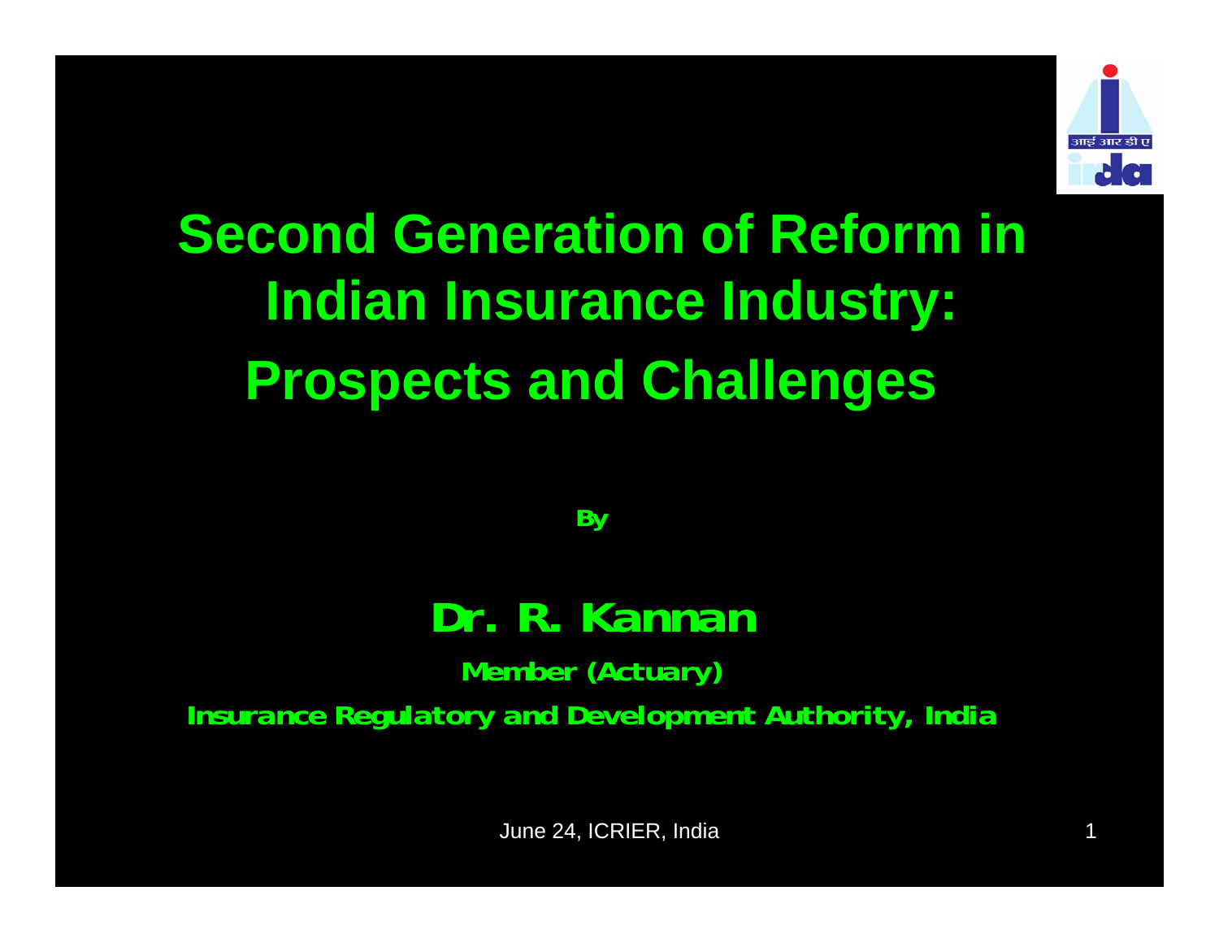# Second Generation of Reform in Indian Insurance Industry: Prospects and Challenges

**By**

## Dr. R. Kannan

**Member (Actuary)**

**Insurance Regulatory and Development Authority, India**

June 24, ICRIER, India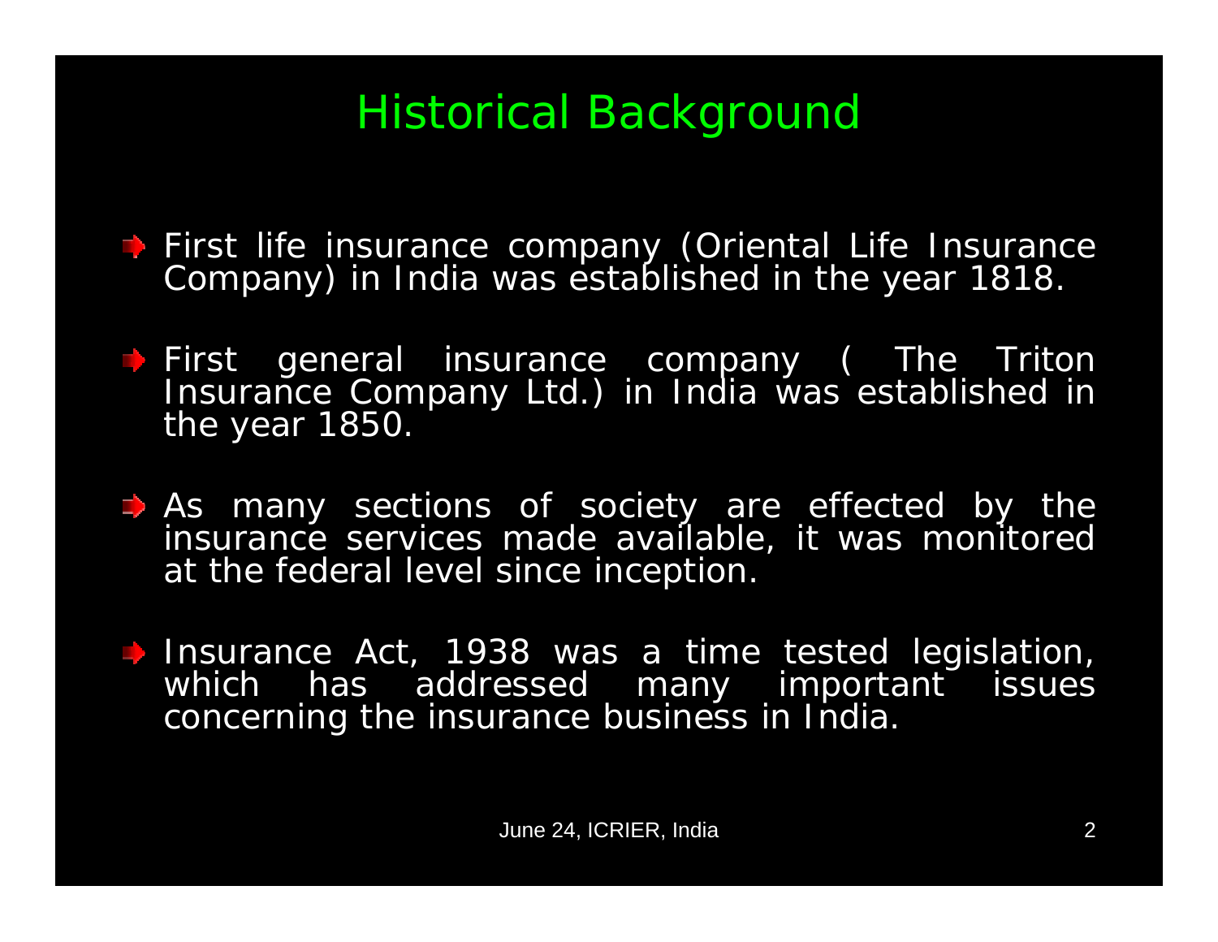# Historical Background

- First life insurance company (Oriental Life Insurance Company) in India was established in the year 1818.
- First general insurance company ( The Triton Insurance Company Ltd.) in India was established in the year 1850.
- As many sections of society are effected by the insurance services made available, it was monitored at the federal level since inception.
- Insurance Act, 1938 was a time tested legislation, which has addressed many important issues concerning the insurance business in India.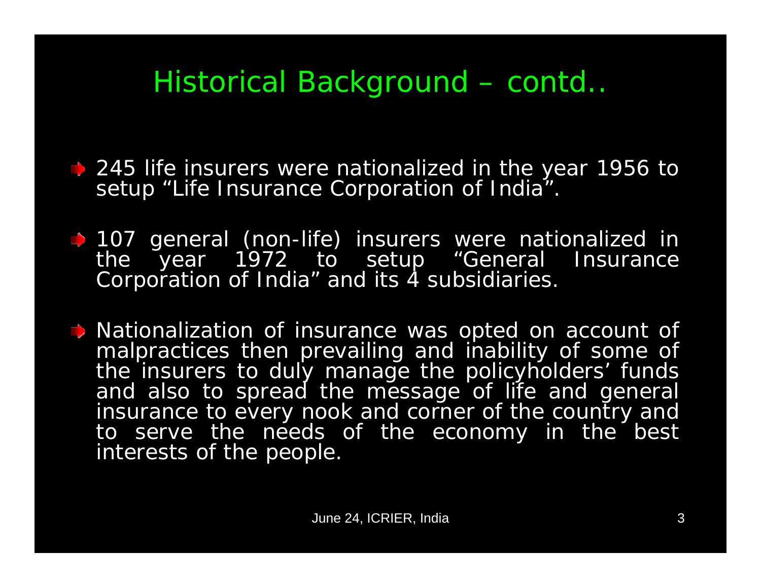# Historical Background – contd..

- 245 life insurers were nationalized in the year 1956 to setup "Life Insurance Corporation of India".
- 107 general (non-life) insurers were nationalized in the year 1972 to setup "General Insurance Corporation of India" and its 4 subsidiaries.
- Nationalization of insurance was opted on account of malpractices then prevailing and inability of some of the insurers to duly manage the policyholders' funds and also to spread the message of life and general insurance to every nook and corner of the country and to serve the needs of the economy in the best interests of the people.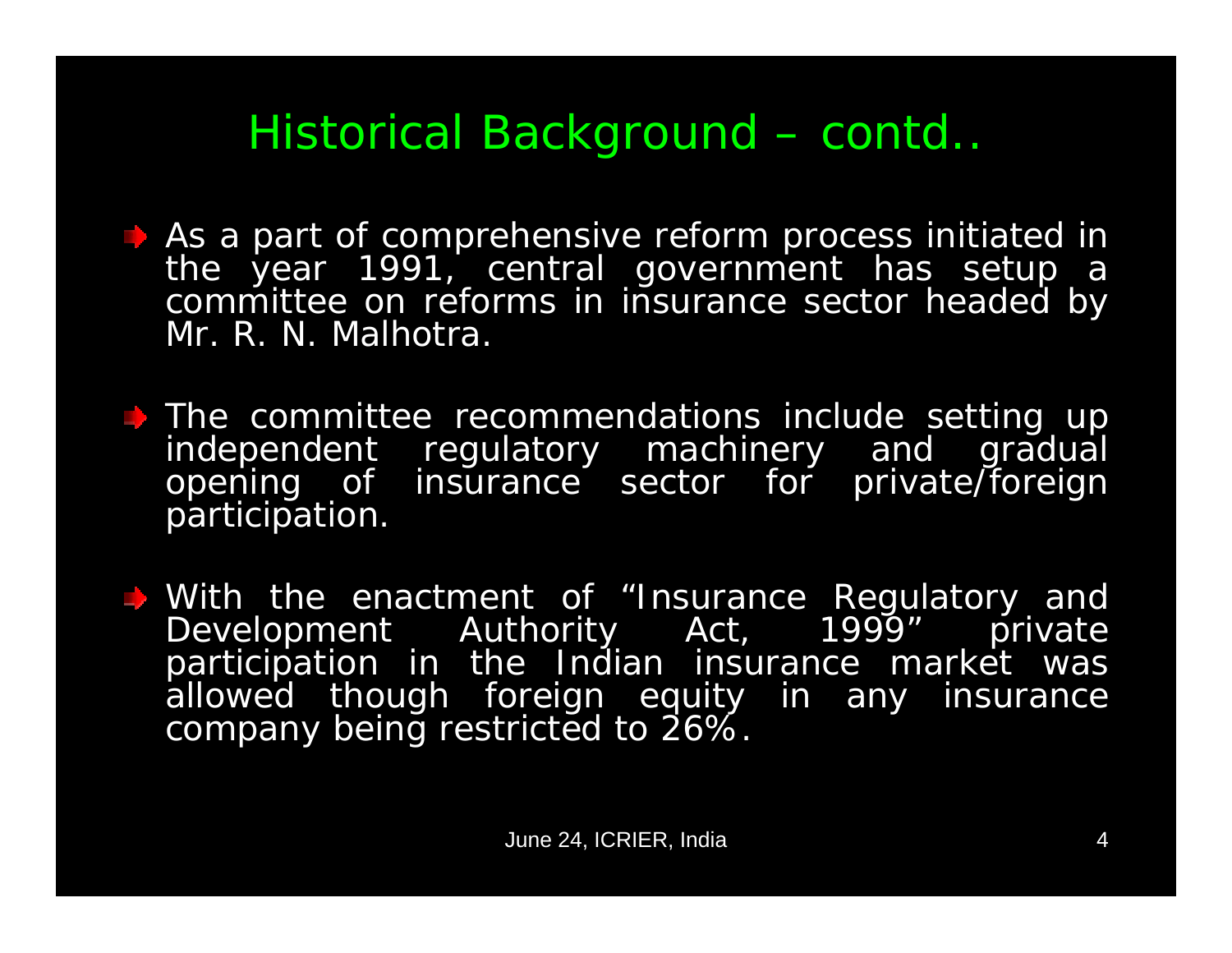# Historical Background – contd..

- As a part of comprehensive reform process initiated in the year 1991, central government has setup a committee on reforms in insurance sector headed by Mr. R. N. Malhotra.
- The committee recommendations include setting up independent regulatory machinery and gradual opening of insurance sector for private/foreign participation.
- With the enactment of "Insurance Regulatory and Development Authority Act, 1999" private participation in the Indian insurance market was allowed though foreign equity in any insurance company being restricted to 26%.

June 24, ICRIER, India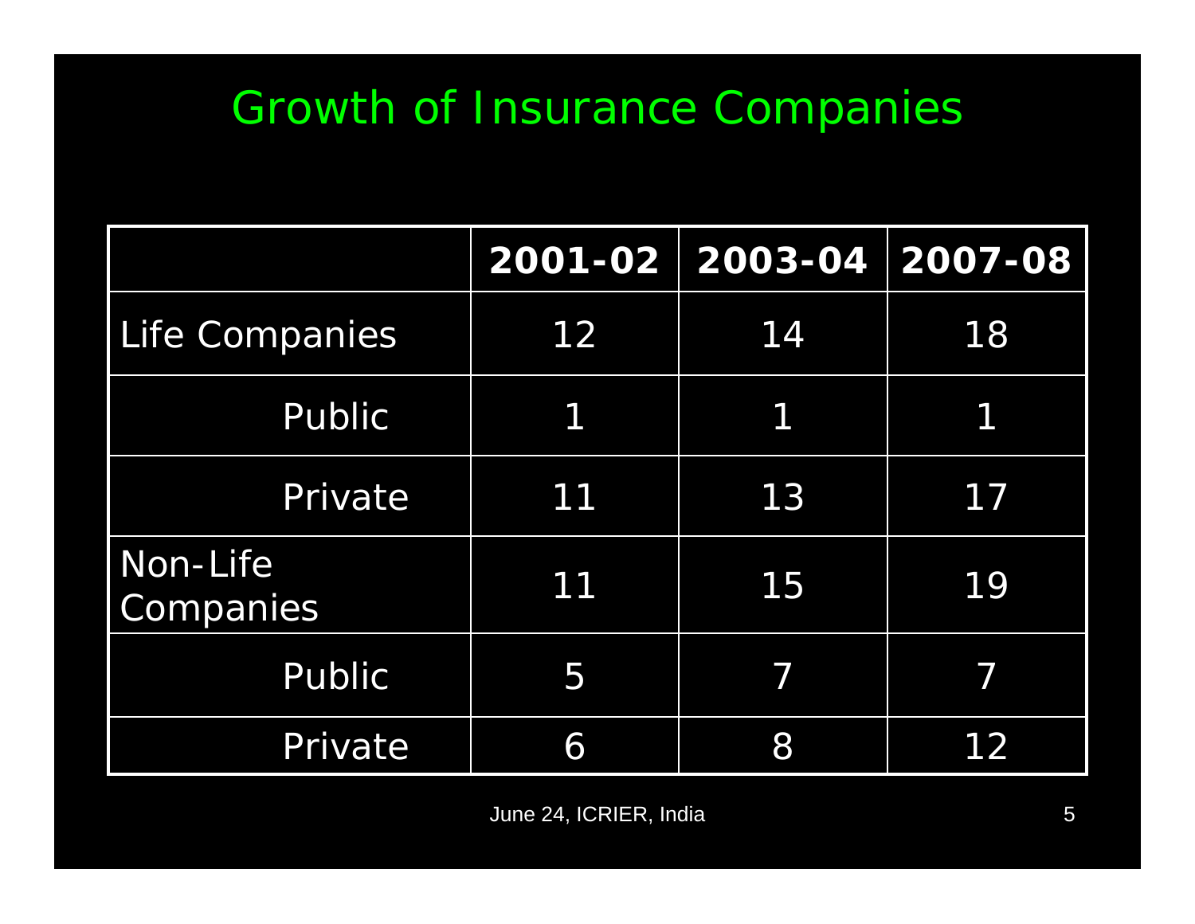# Growth of Insurance Companies

| | 2001-02 | 2003-04 | 2007-08 |
|---|---|---|---|
| Life Companies | 12 | 14 | 18 |
| Public | 1 | 1 | 1 |
| Private | 11 | 13 | 17 |
| Non-Life Companies | 11 | 15 | 19 |
| Public | 5 | 7 | 7 |
| Private | 6 | 8 | 12 |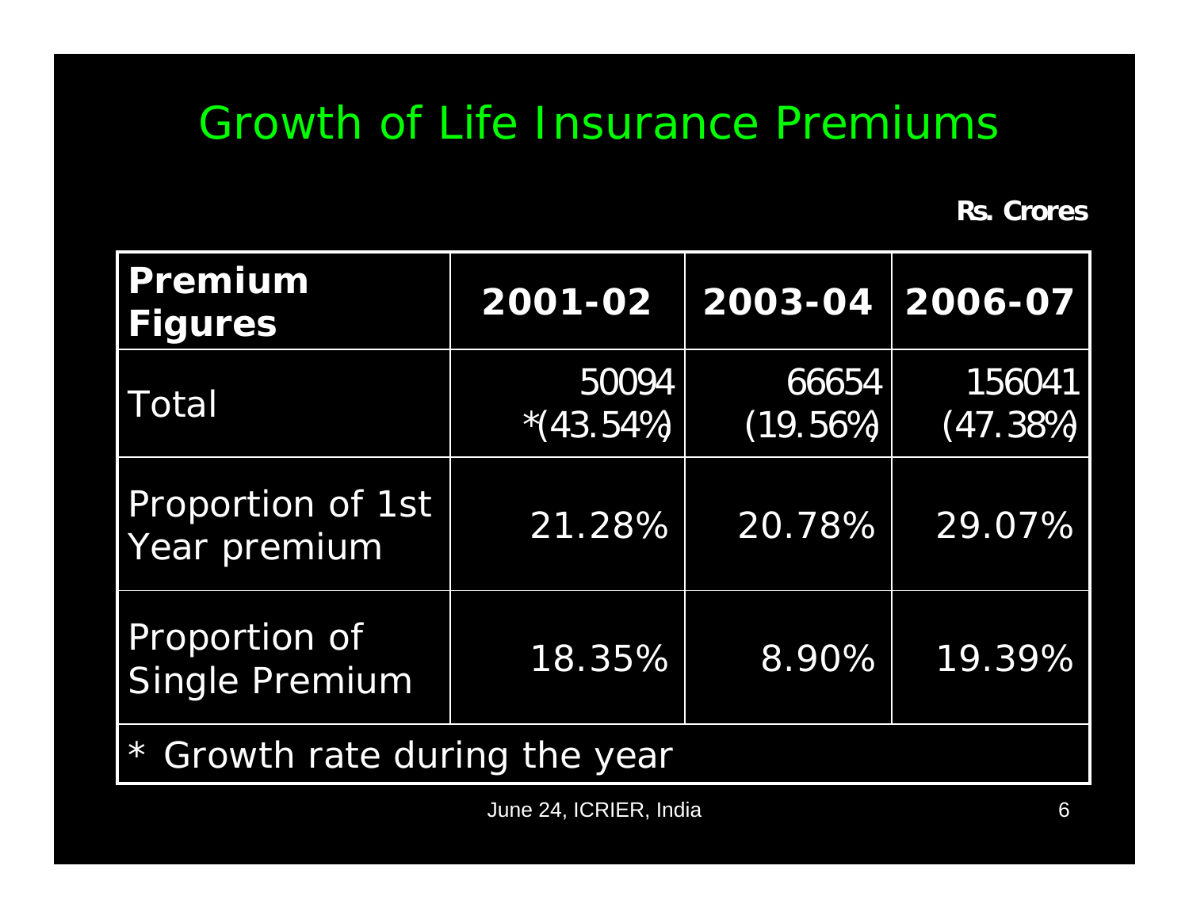# Growth of Life Insurance Premiums

**Rs. Crores**

| Premium Figures | 2001-02 | 2003-04 | 2006-07 |
|---|---|---|---|
| Total | 50094 *(43.54%) | 66654 (19.56%) | 156041 (47.38%) |
| Proportion of 1st Year premium | 21.28% | 20.78% | 29.07% |
| Proportion of Single Premium | 18.35% | 8.90% | 19.39% |
| * Growth rate during the year | | | |

June 24, ICRIER, India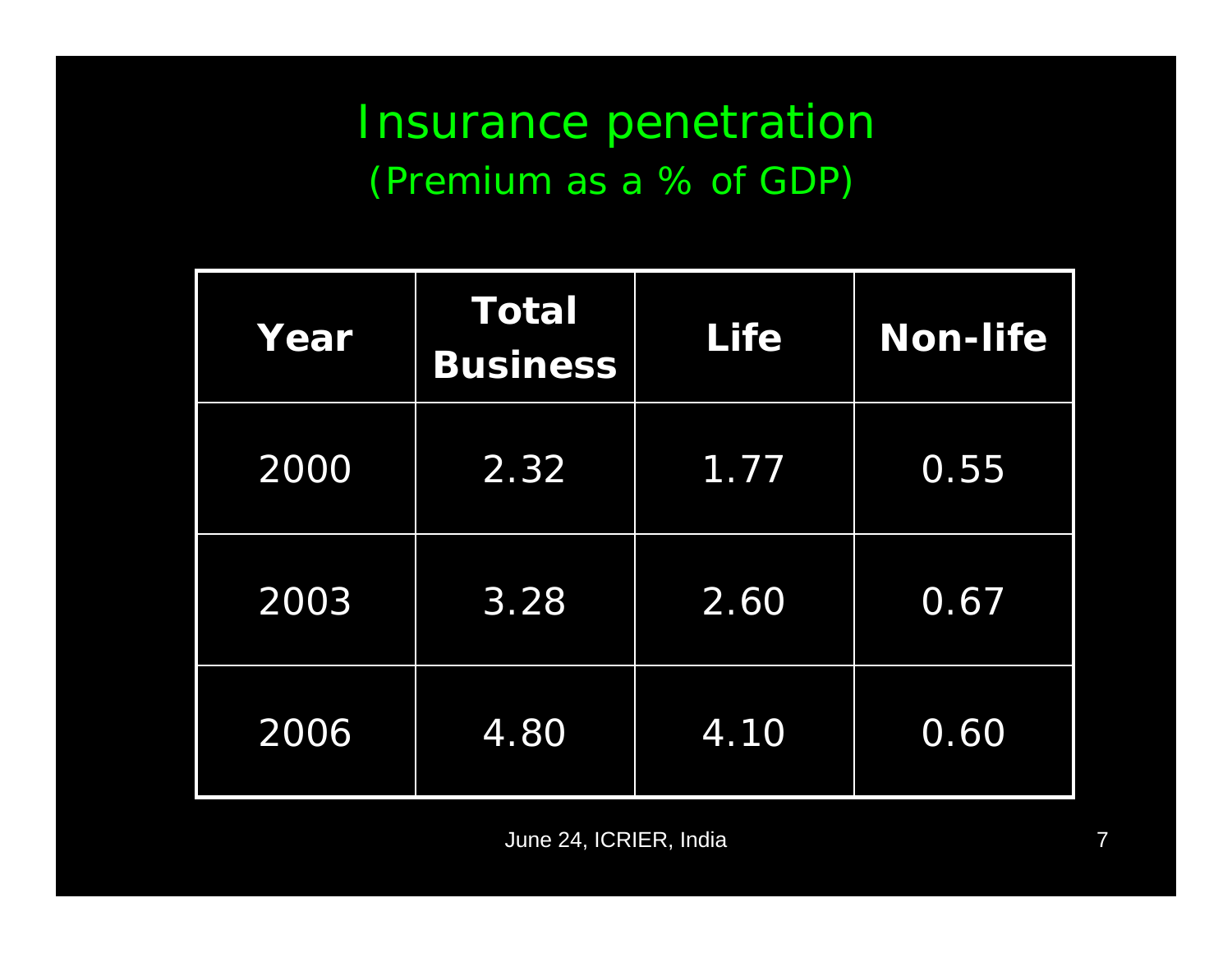# Insurance penetration
## (Premium as a % of GDP)

| Year | Total Business | Life | Non-life |
|---|---|---|---|
| 2000 | 2.32 | 1.77 | 0.55 |
| 2003 | 3.28 | 2.60 | 0.67 |
| 2006 | 4.80 | 4.10 | 0.60 |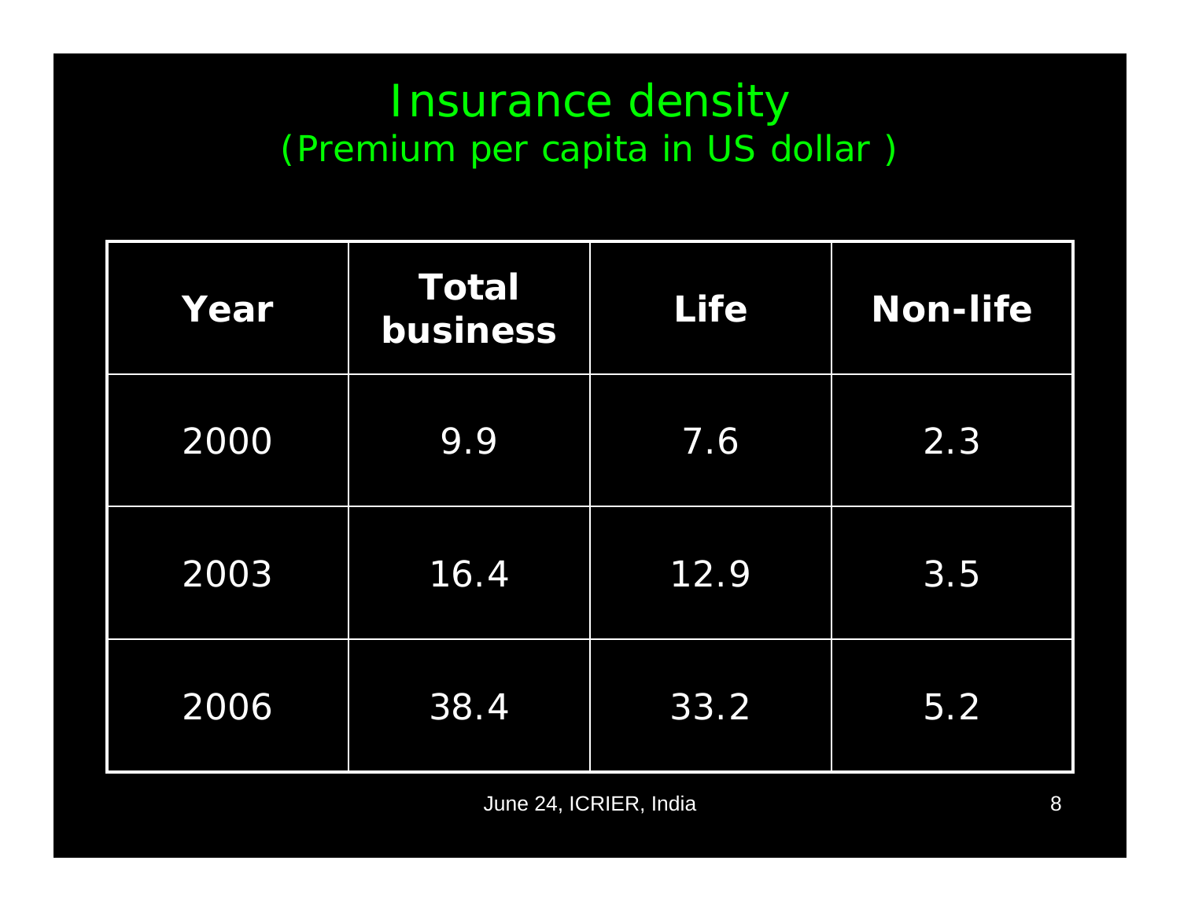# Insurance density
## (Premium per capita in US dollar )

| Year | Total business | Life | Non-life |
|---|---|---|---|
| 2000 | 9.9 | 7.6 | 2.3 |
| 2003 | 16.4 | 12.9 | 3.5 |
| 2006 | 38.4 | 33.2 | 5.2 |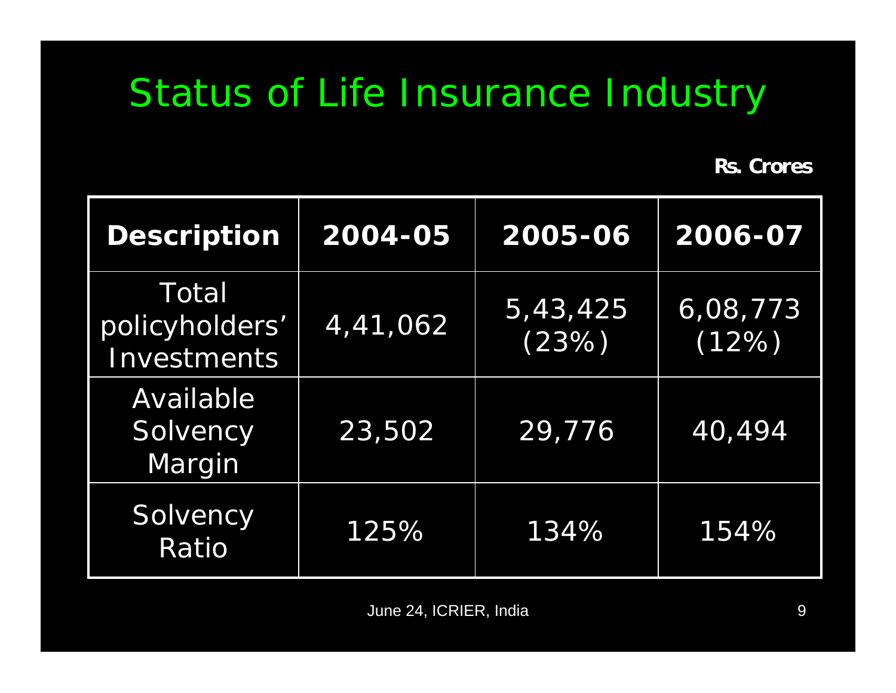# Status of Life Insurance Industry

**Rs. Crores**

| Description | 2004-05 | 2005-06 | 2006-07 |
|---|---|---|---|
| Total policyholders' Investments | 4,41,062 | 5,43,425 (23%) | 6,08,773 (12%) |
| Available Solvency Margin | 23,502 | 29,776 | 40,494 |
| Solvency Ratio | 125% | 134% | 154% |

June 24, ICRIER, India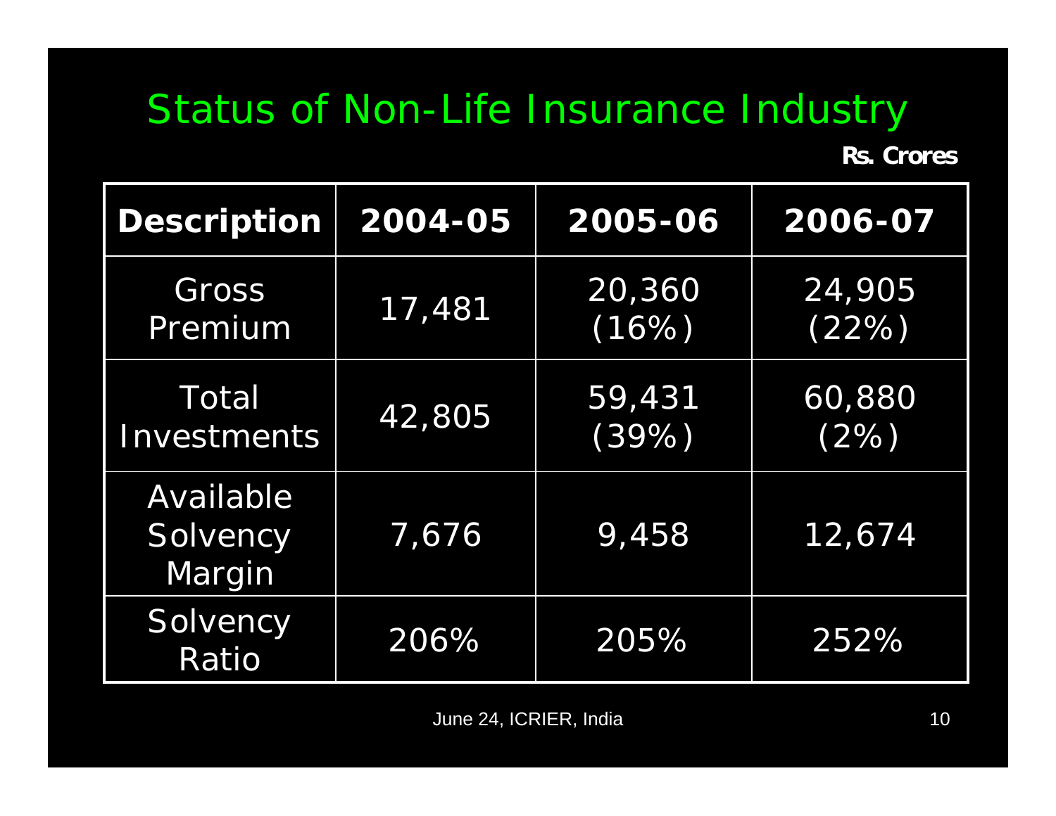# Status of Non-Life Insurance Industry

**Rs. Crores**

| Description | 2004-05 | 2005-06 | 2006-07 |
|---|---|---|---|
| Gross Premium | 17,481 | 20,360 (16%) | 24,905 (22%) |
| Total Investments | 42,805 | 59,431 (39%) | 60,880 (2%) |
| Available Solvency Margin | 7,676 | 9,458 | 12,674 |
| Solvency Ratio | 206% | 205% | 252% |

June 24, ICRIER, India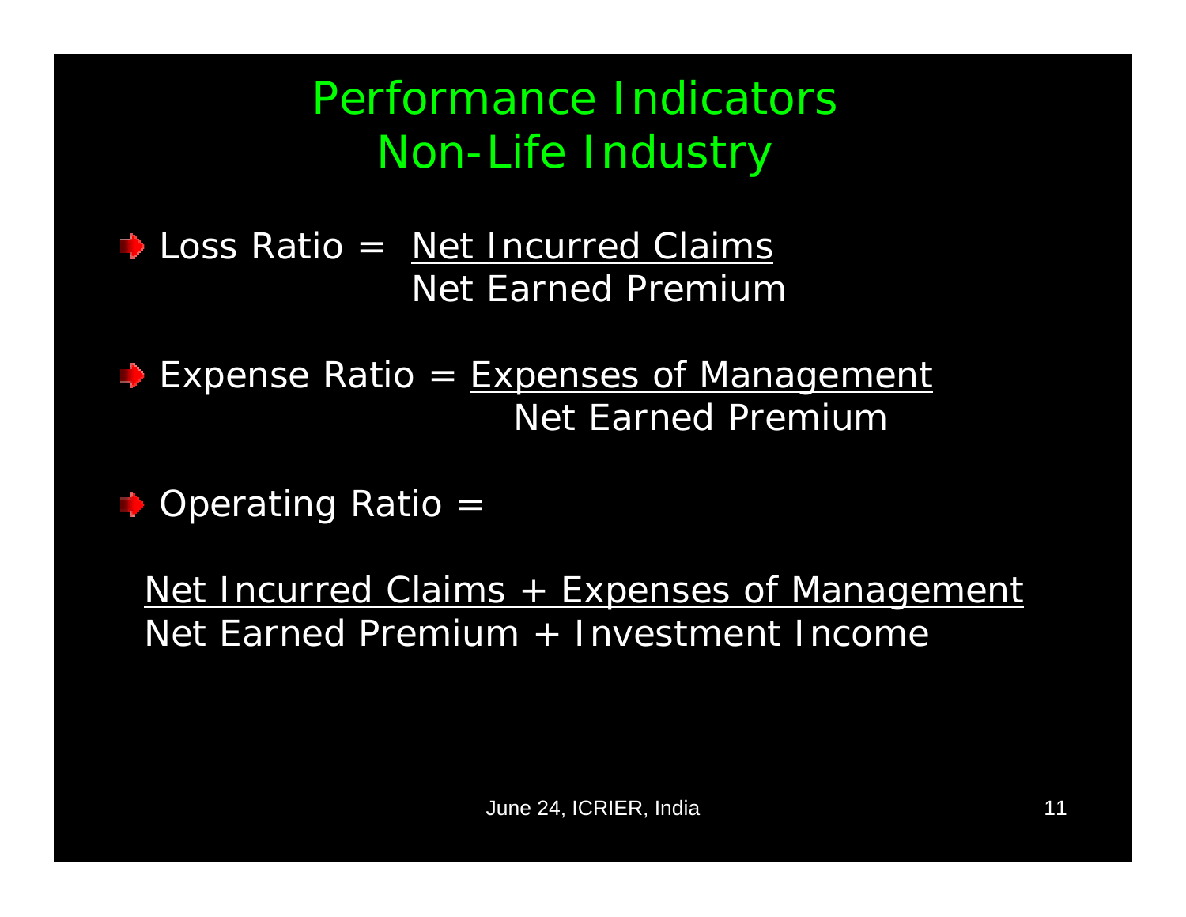# Performance Indicators Non-Life Industry

- Loss Ratio = $\dfrac{\text{Net Incurred Claims}}{\text{Net Earned Premium}}$

- Expense Ratio = $\dfrac{\text{Expenses of Management}}{\text{Net Earned Premium}}$

- Operating Ratio =

$$\frac{\text{Net Incurred Claims} + \text{Expenses of Management}}{\text{Net Earned Premium} + \text{Investment Income}}$$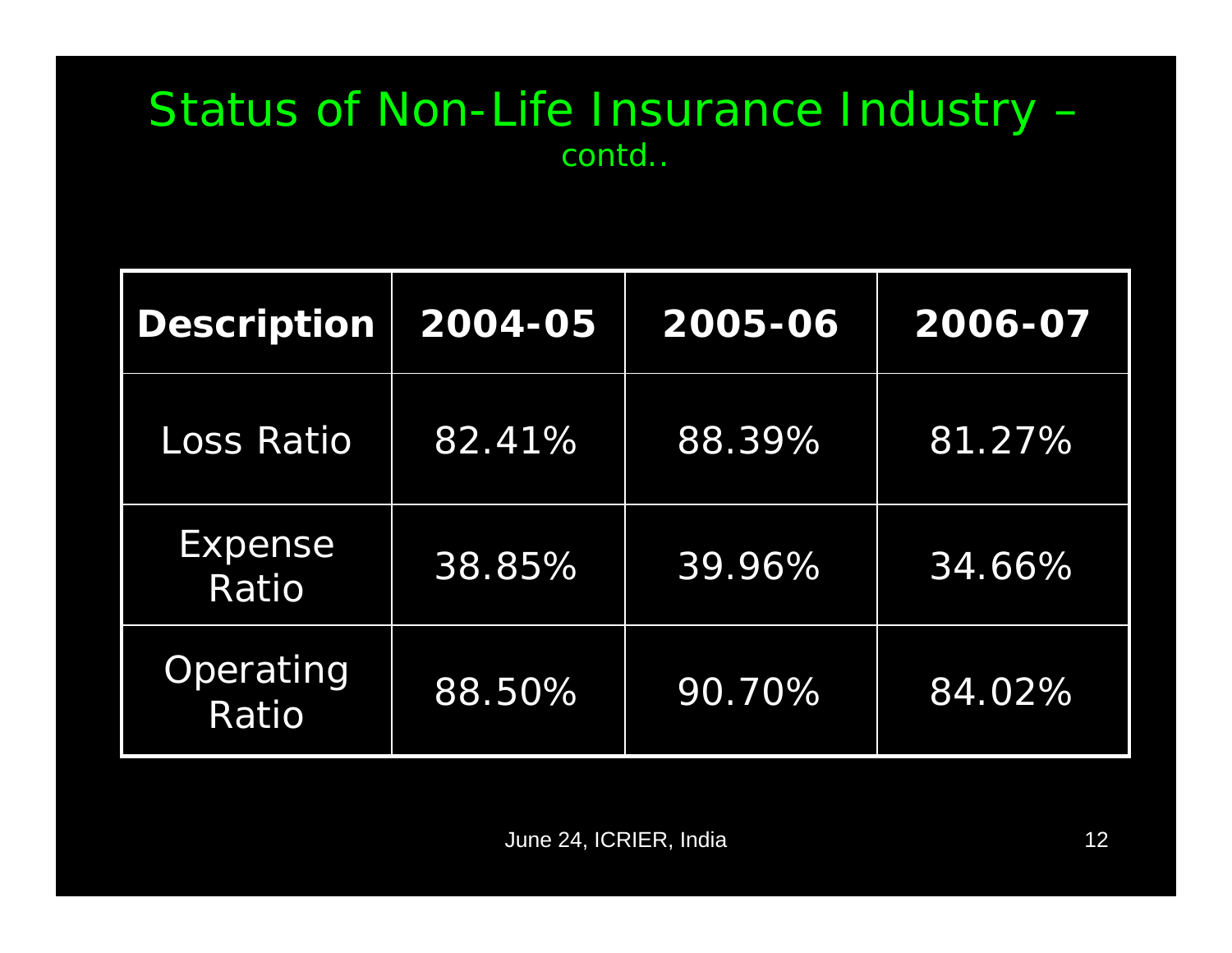# Status of Non-Life Insurance Industry – contd..

| Description | 2004-05 | 2005-06 | 2006-07 |
|---|---|---|---|
| Loss Ratio | 82.41% | 88.39% | 81.27% |
| Expense Ratio | 38.85% | 39.96% | 34.66% |
| Operating Ratio | 88.50% | 90.70% | 84.02% |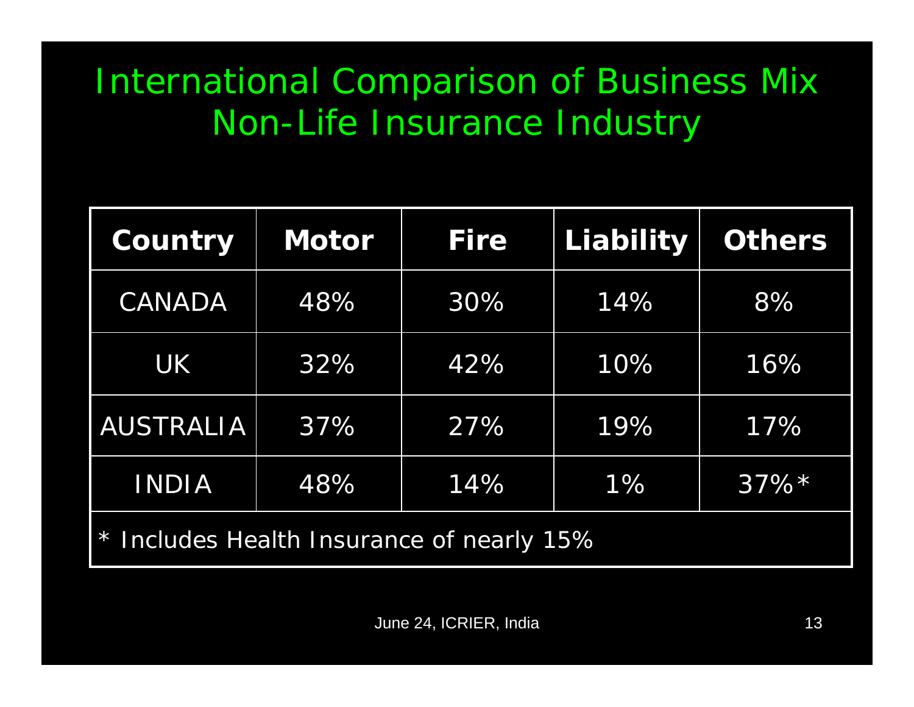# International Comparison of Business Mix Non-Life Insurance Industry

| Country | Motor | Fire | Liability | Others |
|---|---|---|---|---|
| CANADA | 48% | 30% | 14% | 8% |
| UK | 32% | 42% | 10% | 16% |
| AUSTRALIA | 37% | 27% | 19% | 17% |
| INDIA | 48% | 14% | 1% | 37%* |

\* Includes Health Insurance of nearly 15%

June 24, ICRIER, India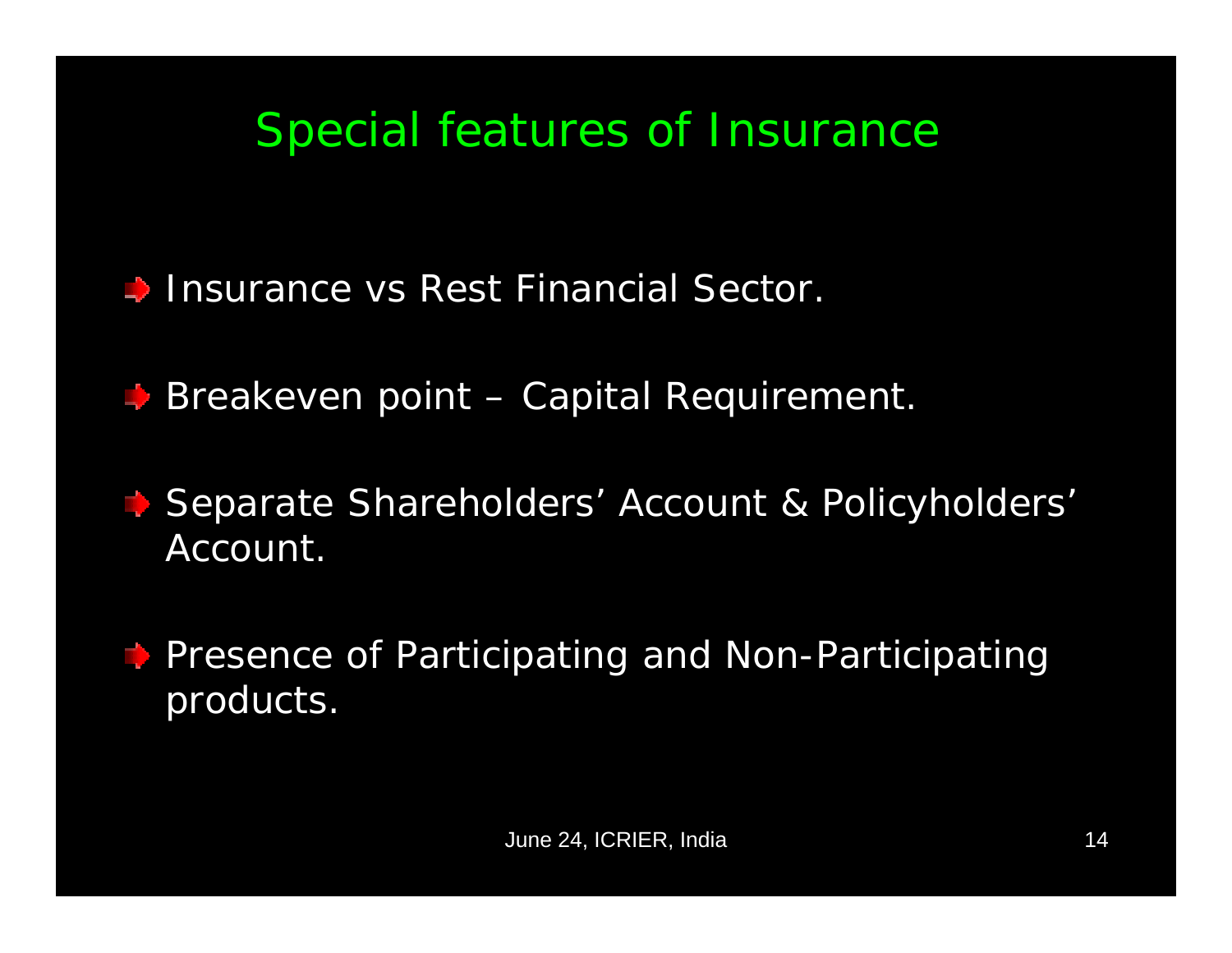# Special features of Insurance

- Insurance vs Rest Financial Sector.
- Breakeven point – Capital Requirement.
- Separate Shareholders' Account & Policyholders' Account.
- Presence of Participating and Non-Participating products.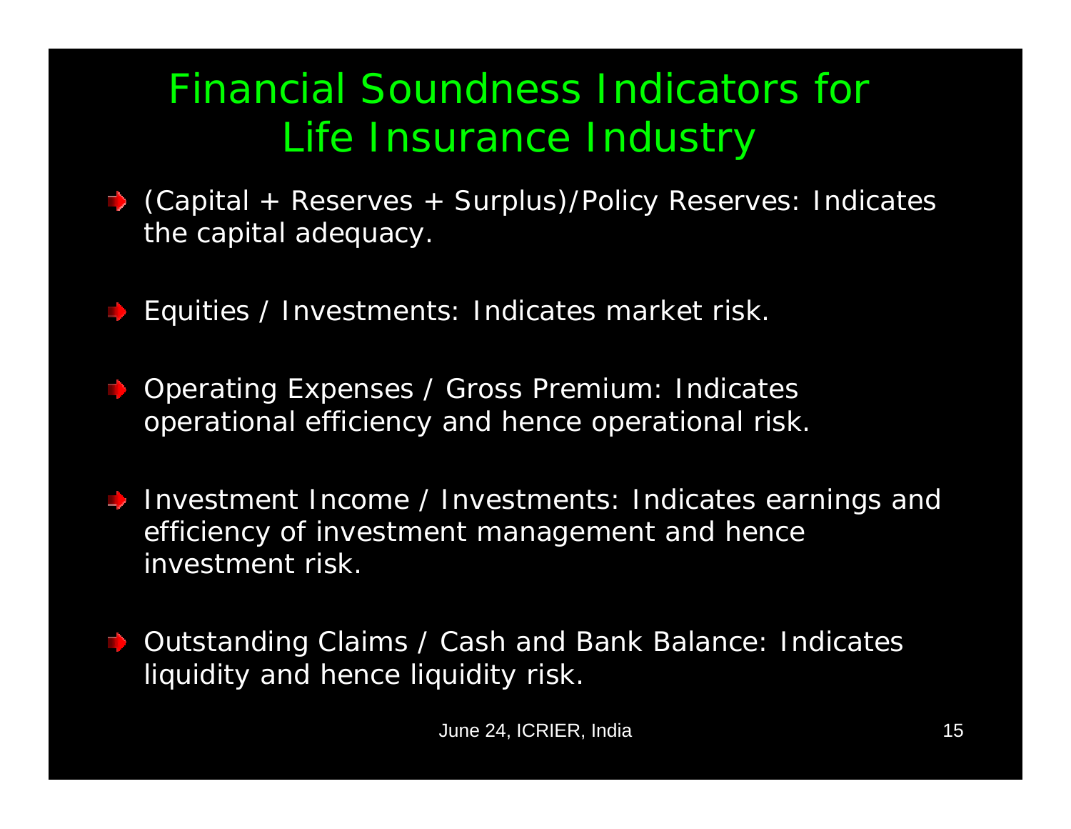# Financial Soundness Indicators for Life Insurance Industry

- (Capital + Reserves + Surplus)/Policy Reserves: Indicates the capital adequacy.
- Equities / Investments: Indicates market risk.
- Operating Expenses / Gross Premium: Indicates operational efficiency and hence operational risk.
- Investment Income / Investments: Indicates earnings and efficiency of investment management and hence investment risk.
- Outstanding Claims / Cash and Bank Balance: Indicates liquidity and hence liquidity risk.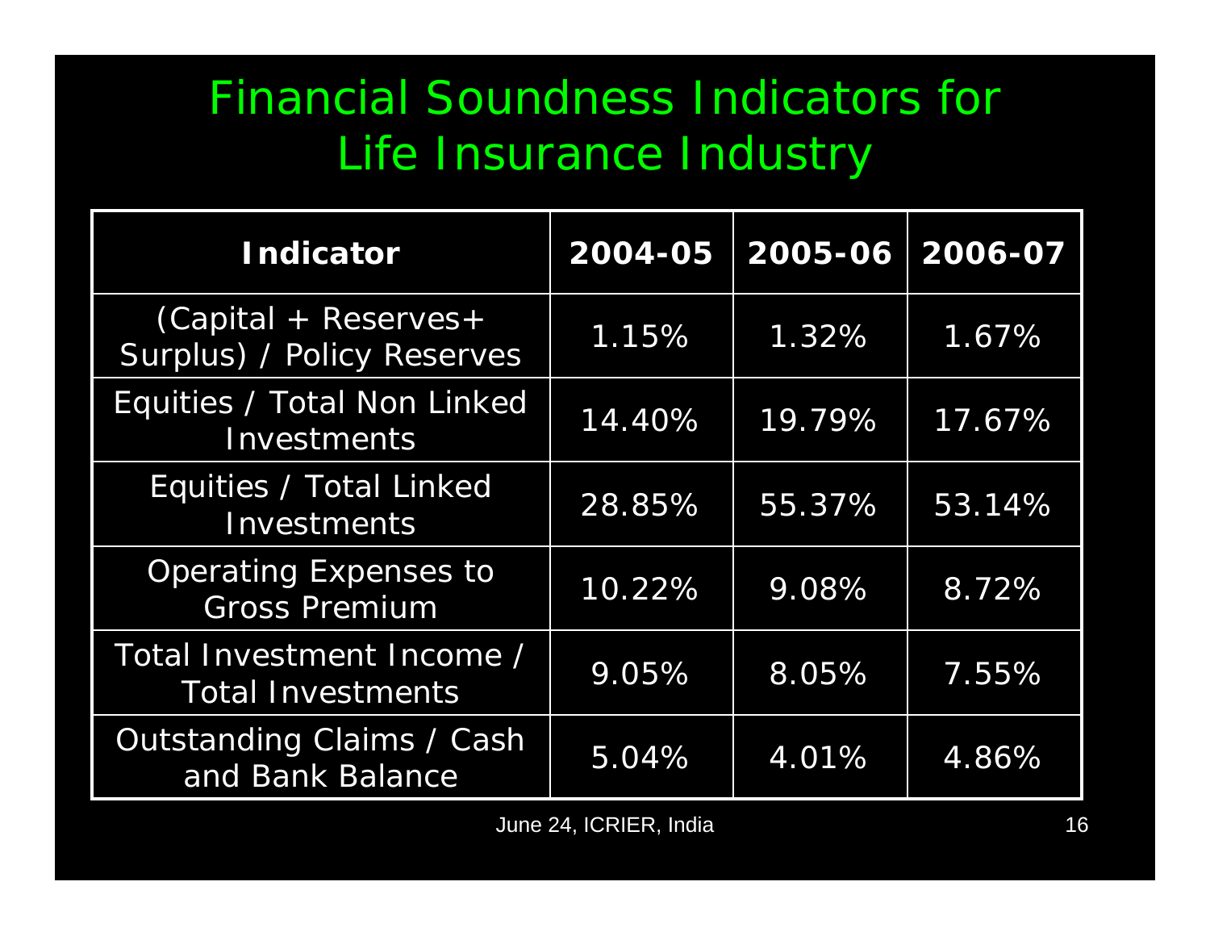# Financial Soundness Indicators for Life Insurance Industry

| Indicator | 2004-05 | 2005-06 | 2006-07 |
|---|---|---|---|
| (Capital + Reserves+ Surplus) / Policy Reserves | 1.15% | 1.32% | 1.67% |
| Equities / Total Non Linked Investments | 14.40% | 19.79% | 17.67% |
| Equities / Total Linked Investments | 28.85% | 55.37% | 53.14% |
| Operating Expenses to Gross Premium | 10.22% | 9.08% | 8.72% |
| Total Investment Income / Total Investments | 9.05% | 8.05% | 7.55% |
| Outstanding Claims / Cash and Bank Balance | 5.04% | 4.01% | 4.86% |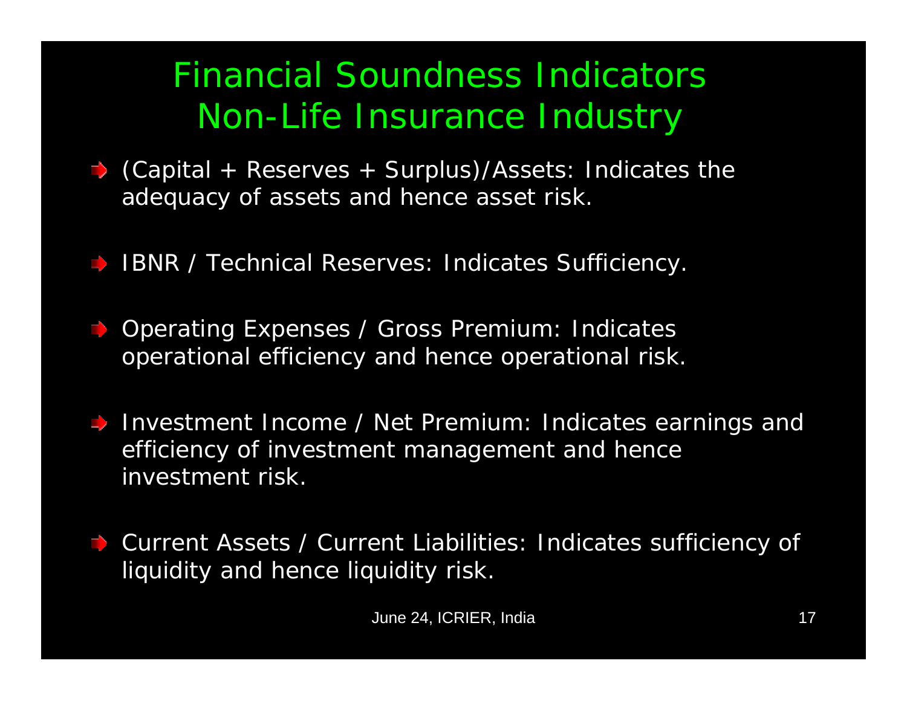# Financial Soundness Indicators Non-Life Insurance Industry

- (Capital + Reserves + Surplus)/Assets: Indicates the adequacy of assets and hence asset risk.
- IBNR / Technical Reserves: Indicates Sufficiency.
- Operating Expenses / Gross Premium: Indicates operational efficiency and hence operational risk.
- Investment Income / Net Premium: Indicates earnings and efficiency of investment management and hence investment risk.
- Current Assets / Current Liabilities: Indicates sufficiency of liquidity and hence liquidity risk.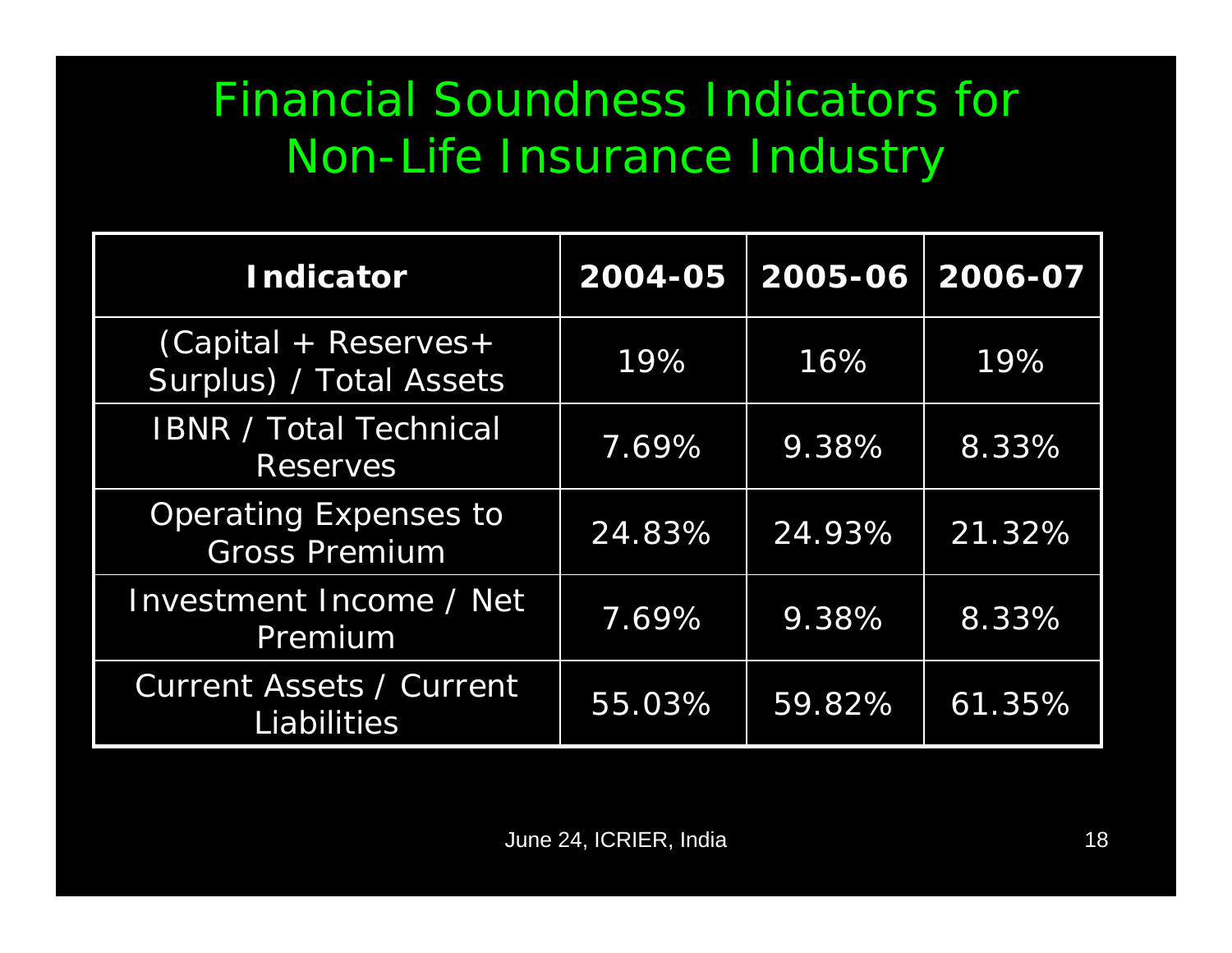# Financial Soundness Indicators for Non-Life Insurance Industry

| Indicator | 2004-05 | 2005-06 | 2006-07 |
|---|---|---|---|
| (Capital + Reserves+ Surplus) / Total Assets | 19% | 16% | 19% |
| IBNR / Total Technical Reserves | 7.69% | 9.38% | 8.33% |
| Operating Expenses to Gross Premium | 24.83% | 24.93% | 21.32% |
| Investment Income / Net Premium | 7.69% | 9.38% | 8.33% |
| Current Assets / Current Liabilities | 55.03% | 59.82% | 61.35% |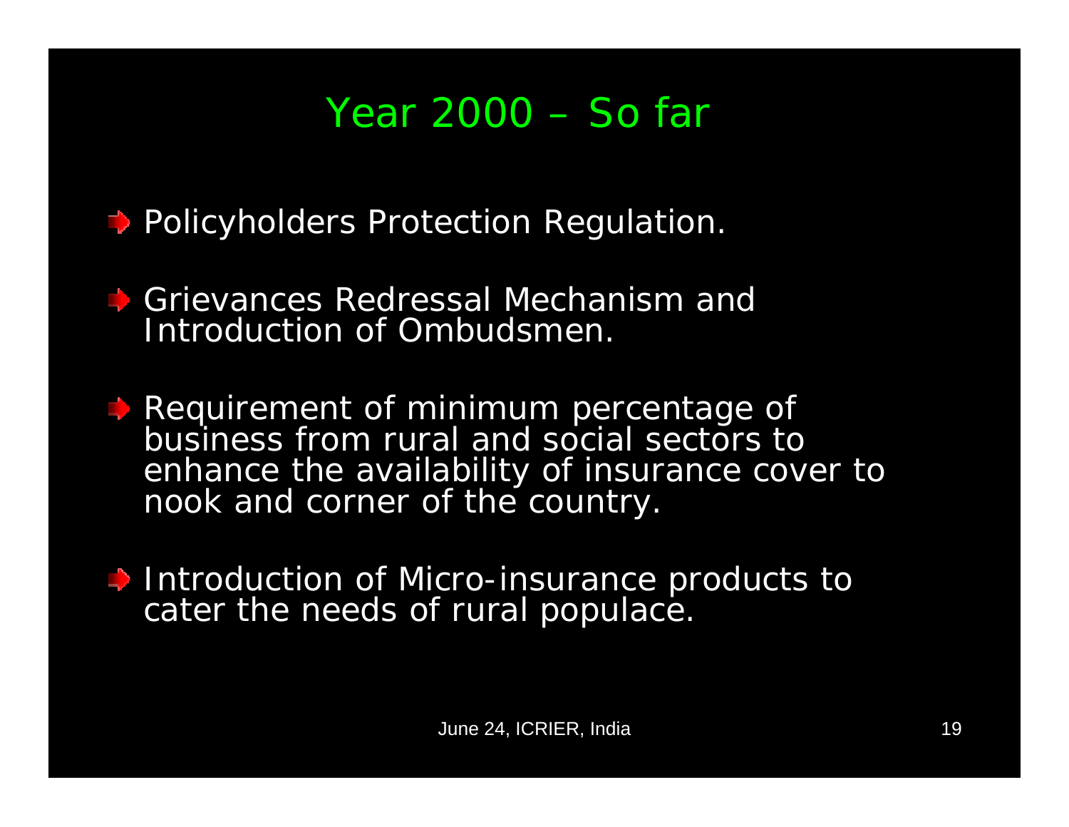# Year 2000 – So far

- Policyholders Protection Regulation.
- Grievances Redressal Mechanism and Introduction of Ombudsmen.
- Requirement of minimum percentage of business from rural and social sectors to enhance the availability of insurance cover to nook and corner of the country.
- Introduction of Micro-insurance products to cater the needs of rural populace.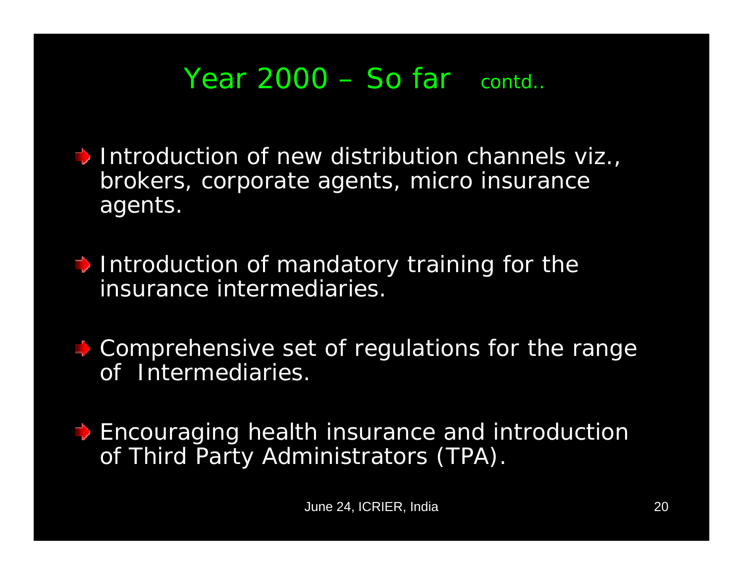# Year 2000 – So far contd..

- Introduction of new distribution channels viz., brokers, corporate agents, micro insurance agents.
- Introduction of mandatory training for the insurance intermediaries.
- Comprehensive set of regulations for the range of Intermediaries.
- Encouraging health insurance and introduction of Third Party Administrators (TPA).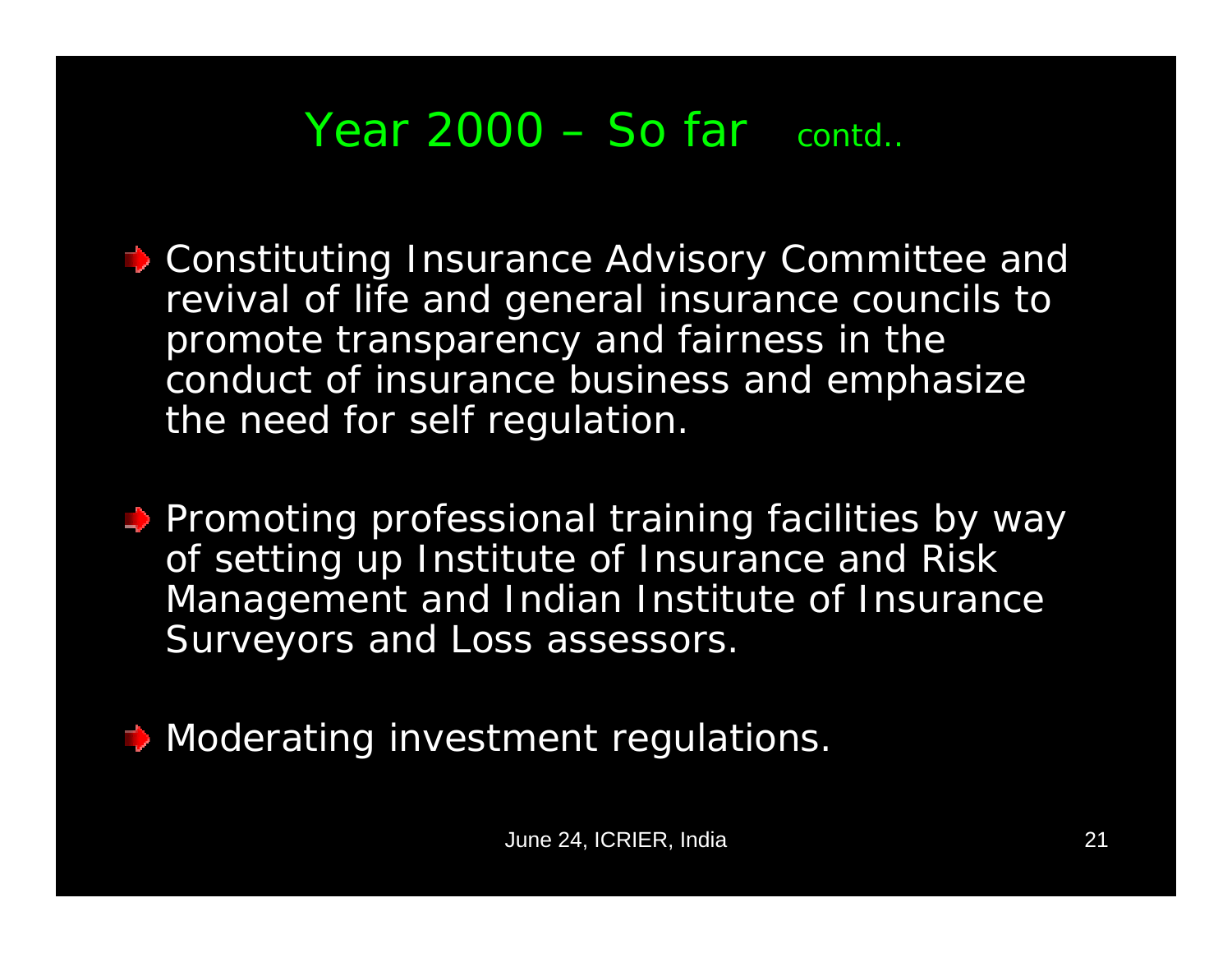# Year 2000 – So far contd..

- Constituting Insurance Advisory Committee and revival of life and general insurance councils to promote transparency and fairness in the conduct of insurance business and emphasize the need for self regulation.
- Promoting professional training facilities by way of setting up Institute of Insurance and Risk Management and Indian Institute of Insurance Surveyors and Loss assessors.
- Moderating investment regulations.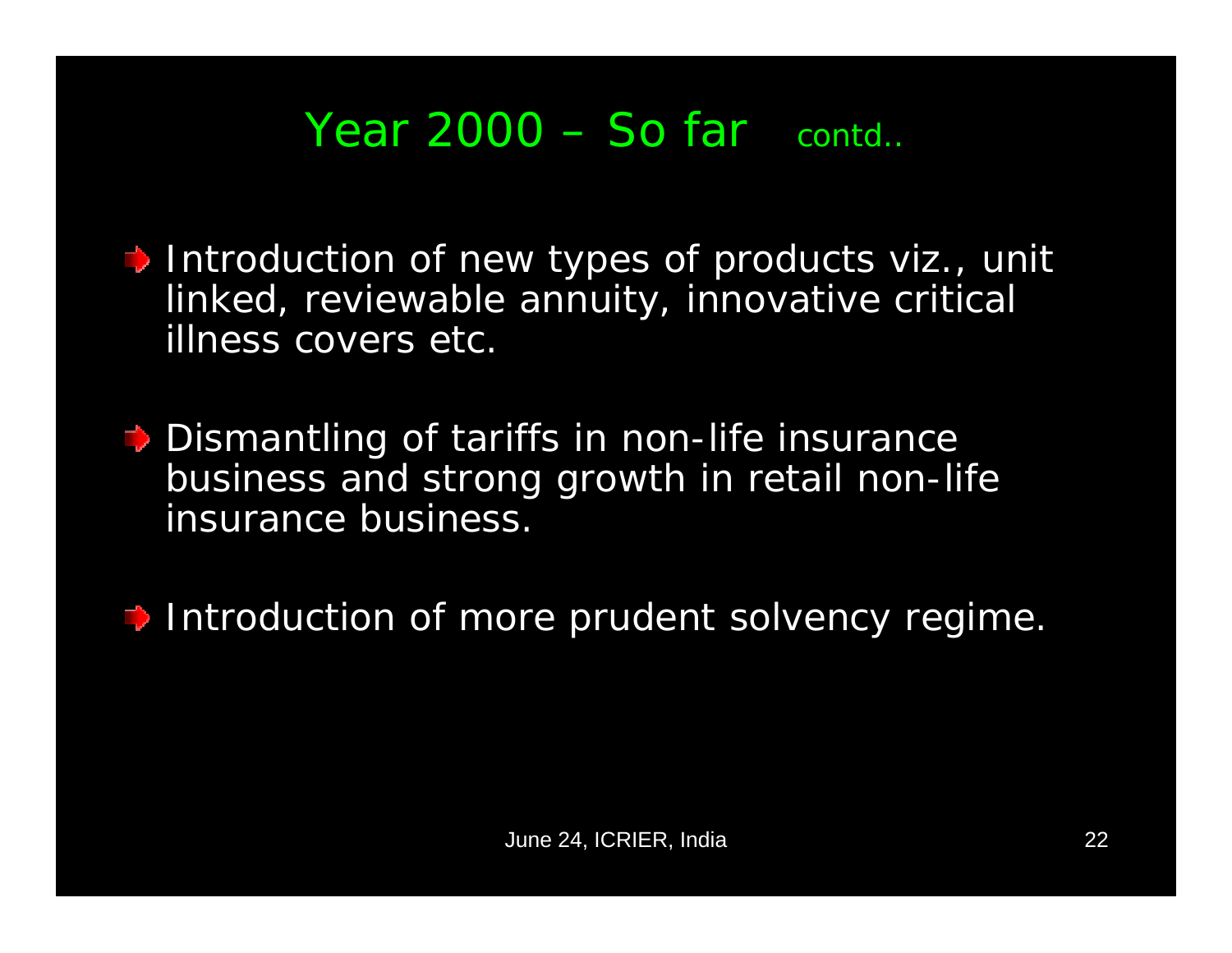# Year 2000 – So far contd..

- Introduction of new types of products viz., unit linked, reviewable annuity, innovative critical illness covers etc.
- Dismantling of tariffs in non-life insurance business and strong growth in retail non-life insurance business.
- Introduction of more prudent solvency regime.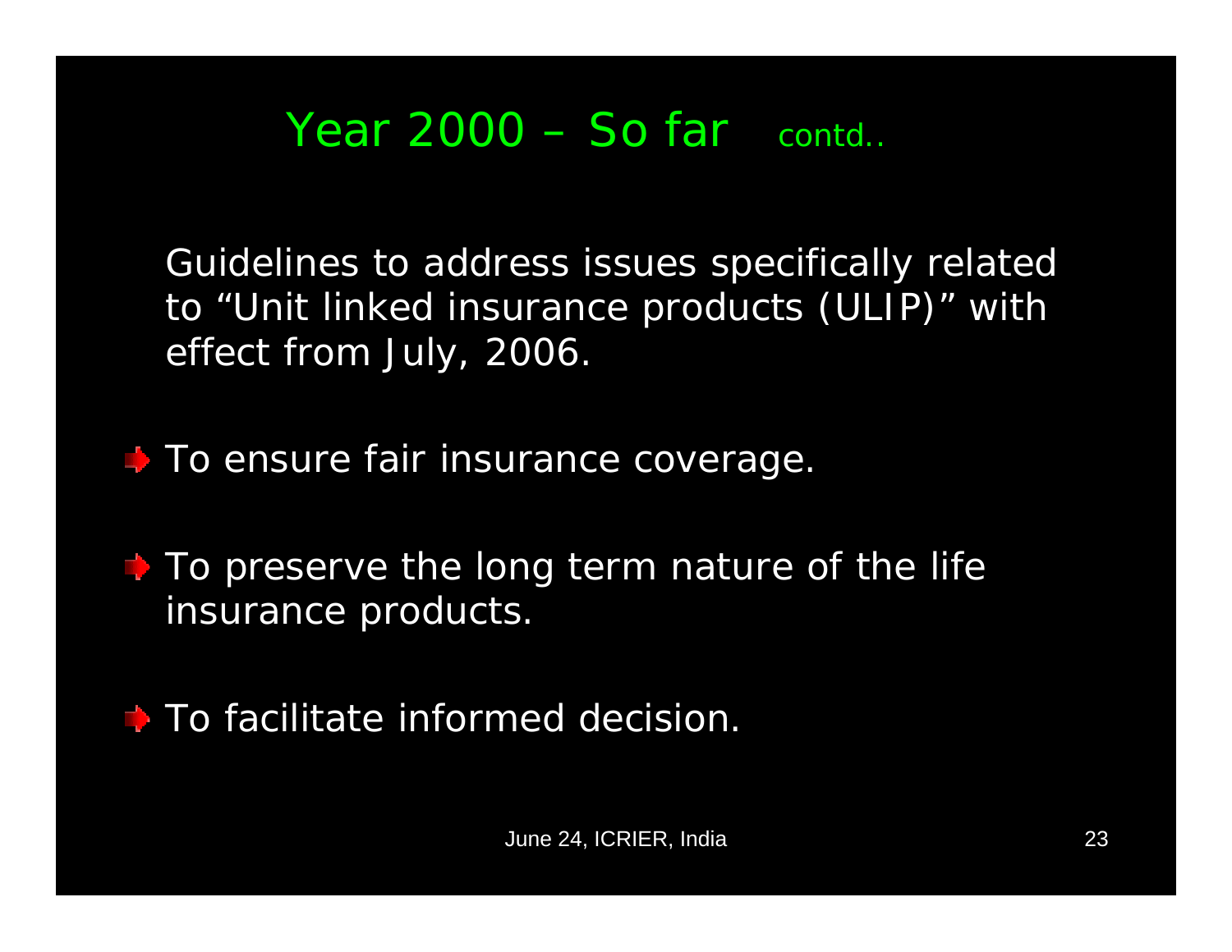## Year 2000 – So far contd..

Guidelines to address issues specifically related to "Unit linked insurance products (ULIP)" with effect from July, 2006.

- To ensure fair insurance coverage.
- To preserve the long term nature of the life insurance products.
- To facilitate informed decision.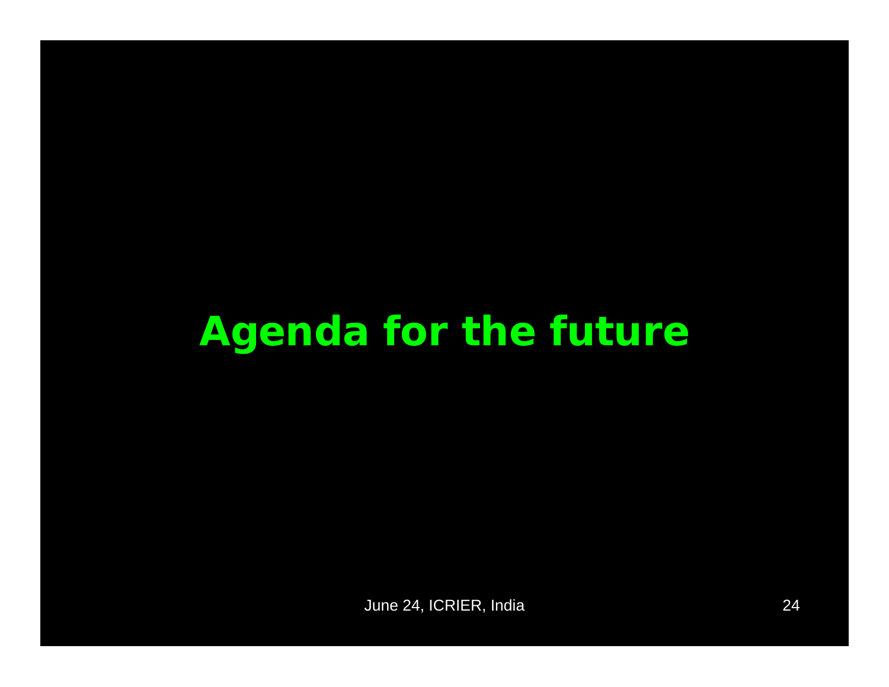# Agenda for the future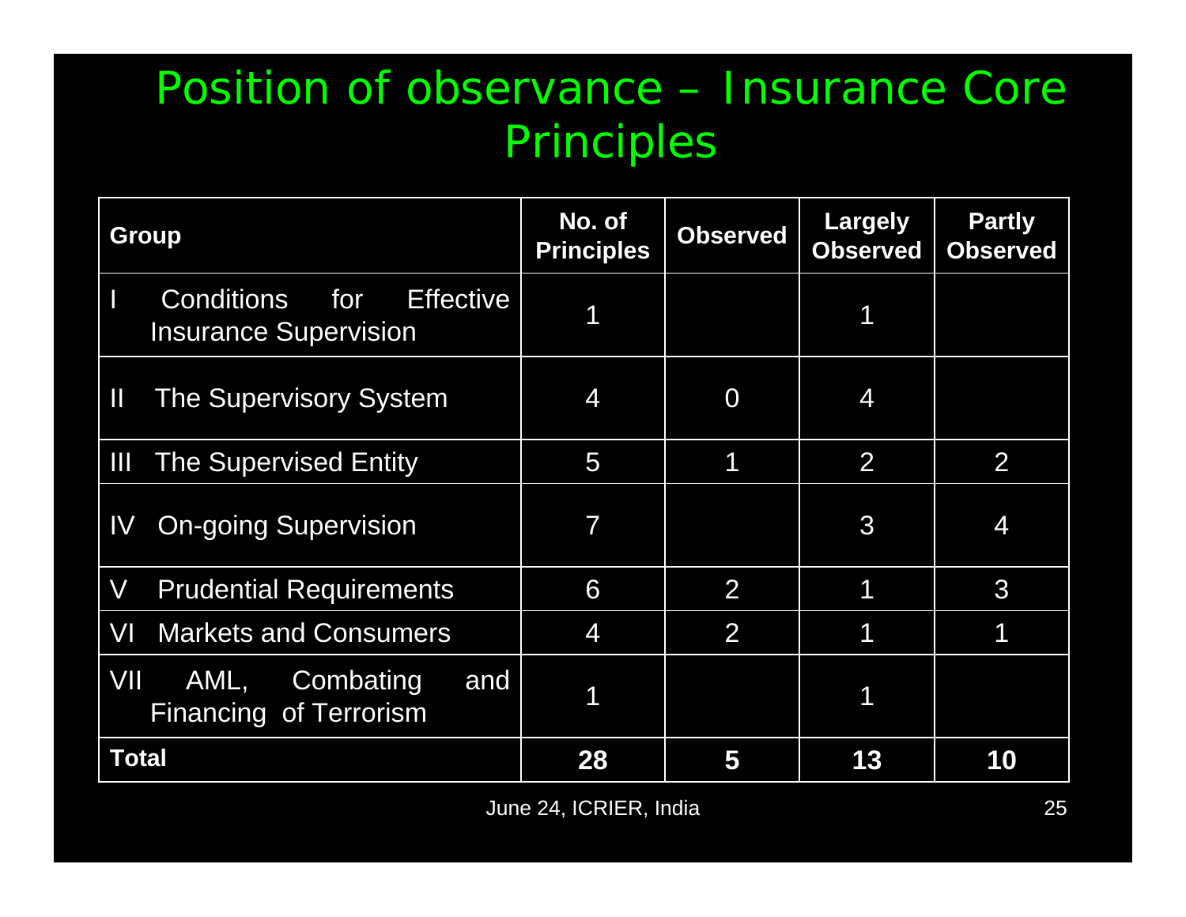# Position of observance – Insurance Core Principles

| Group | No. of Principles | Observed | Largely Observed | Partly Observed |
|---|---|---|---|---|
| I Conditions for Effective Insurance Supervision | 1 | | 1 | |
| II The Supervisory System | 4 | 0 | 4 | |
| III The Supervised Entity | 5 | 1 | 2 | 2 |
| IV On-going Supervision | 7 | | 3 | 4 |
| V Prudential Requirements | 6 | 2 | 1 | 3 |
| VI Markets and Consumers | 4 | 2 | 1 | 1 |
| VII AML, Combating and Financing of Terrorism | 1 | | 1 | |
| **Total** | **28** | **5** | **13** | **10** |

June 24, ICRIER, India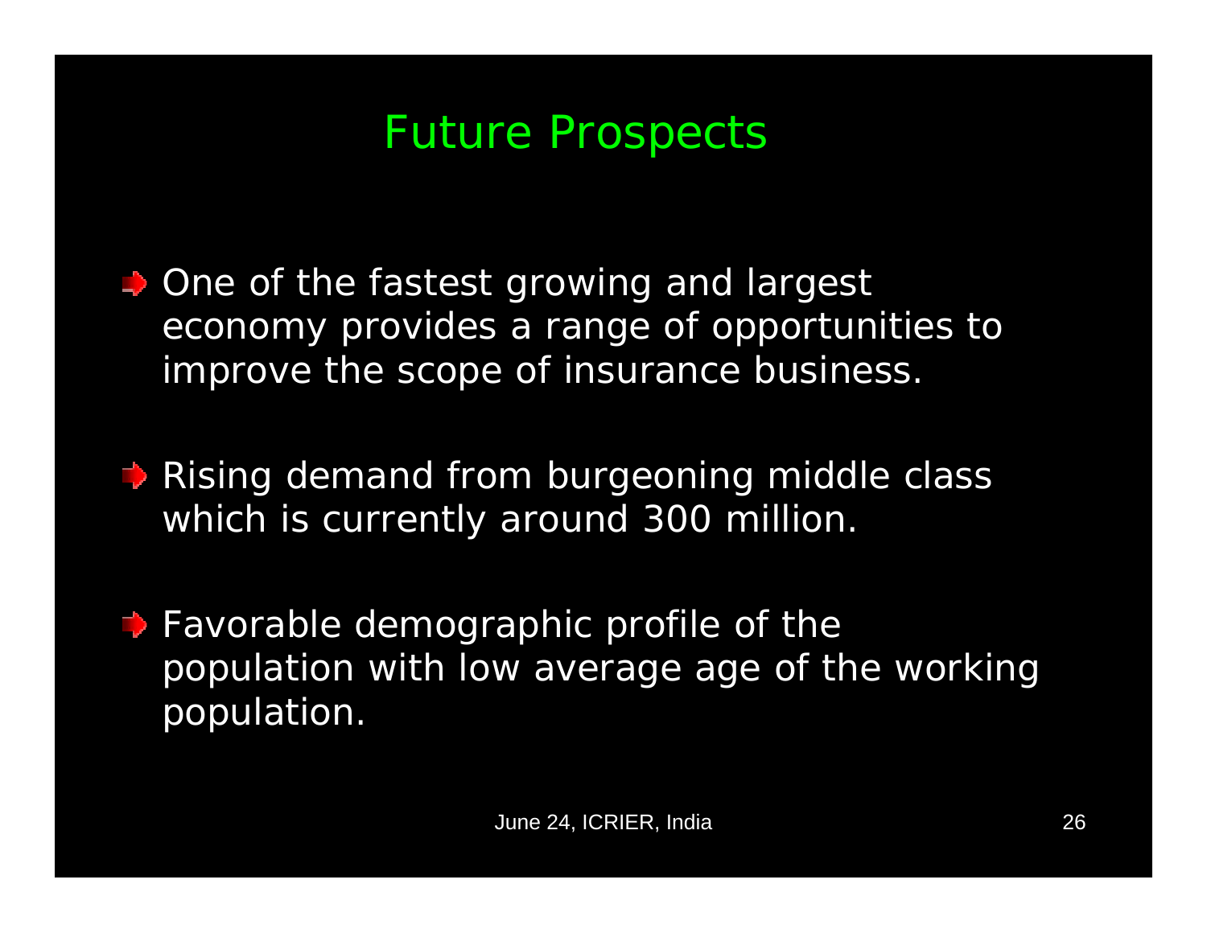# Future Prospects

- One of the fastest growing and largest economy provides a range of opportunities to improve the scope of insurance business.
- Rising demand from burgeoning middle class which is currently around 300 million.
- Favorable demographic profile of the population with low average age of the working population.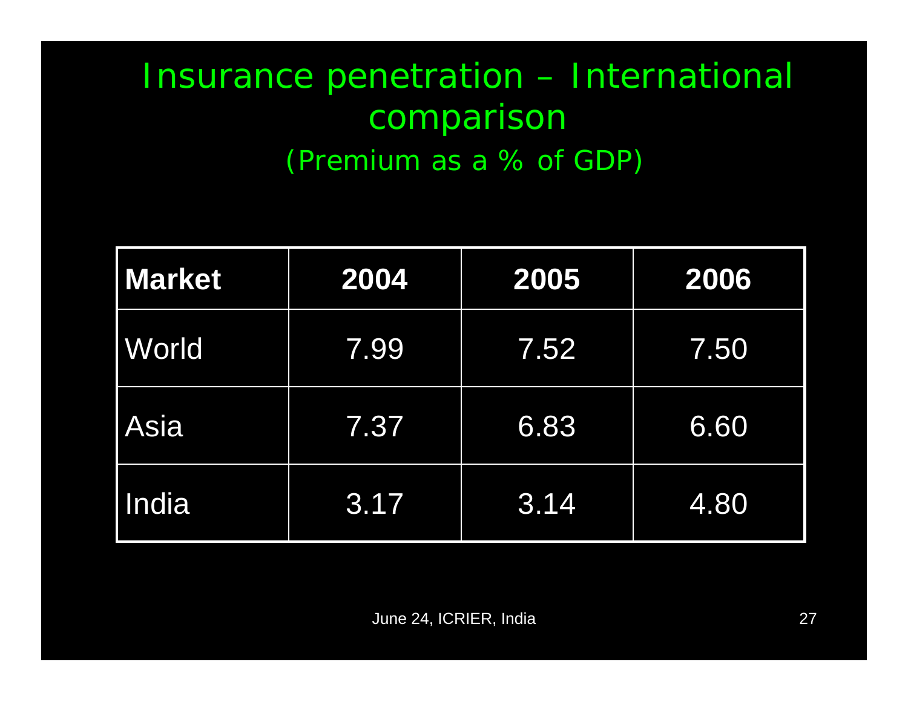# Insurance penetration – International comparison

## (Premium as a % of GDP)

| Market | 2004 | 2005 | 2006 |
|---|---|---|---|
| World | 7.99 | 7.52 | 7.50 |
| Asia | 7.37 | 6.83 | 6.60 |
| India | 3.17 | 3.14 | 4.80 |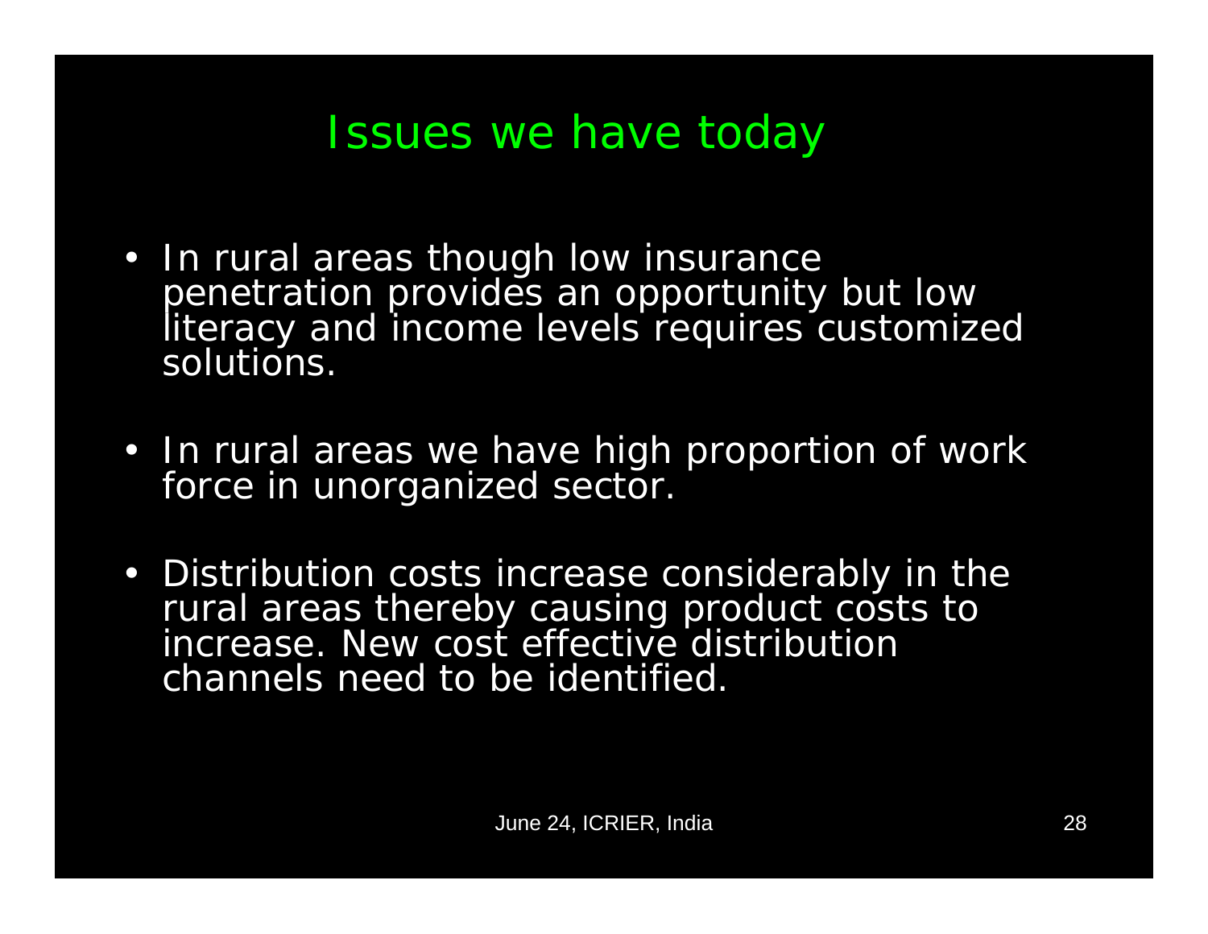# Issues we have today

- In rural areas though low insurance penetration provides an opportunity but low literacy and income levels requires customized solutions.

- In rural areas we have high proportion of work force in unorganized sector.

- Distribution costs increase considerably in the rural areas thereby causing product costs to increase. New cost effective distribution channels need to be identified.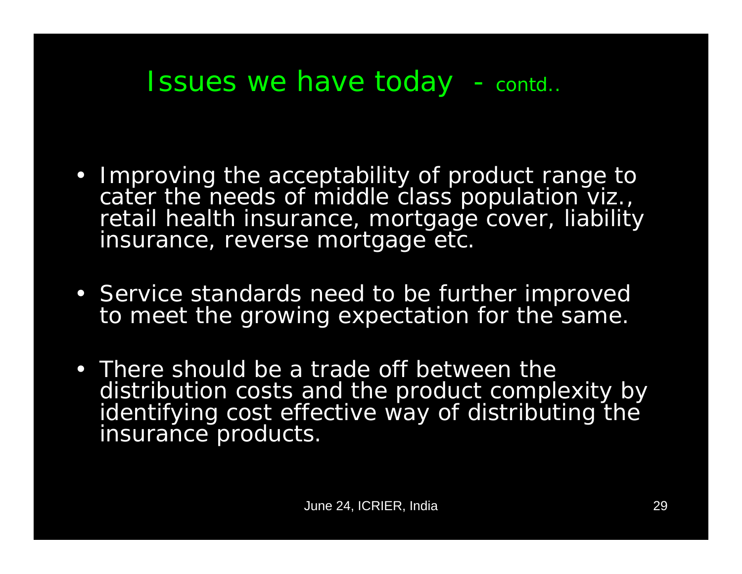## Issues we have today - contd..

- Improving the acceptability of product range to cater the needs of middle class population viz., retail health insurance, mortgage cover, liability insurance, reverse mortgage etc.
- Service standards need to be further improved to meet the growing expectation for the same.
- There should be a trade off between the distribution costs and the product complexity by identifying cost effective way of distributing the insurance products.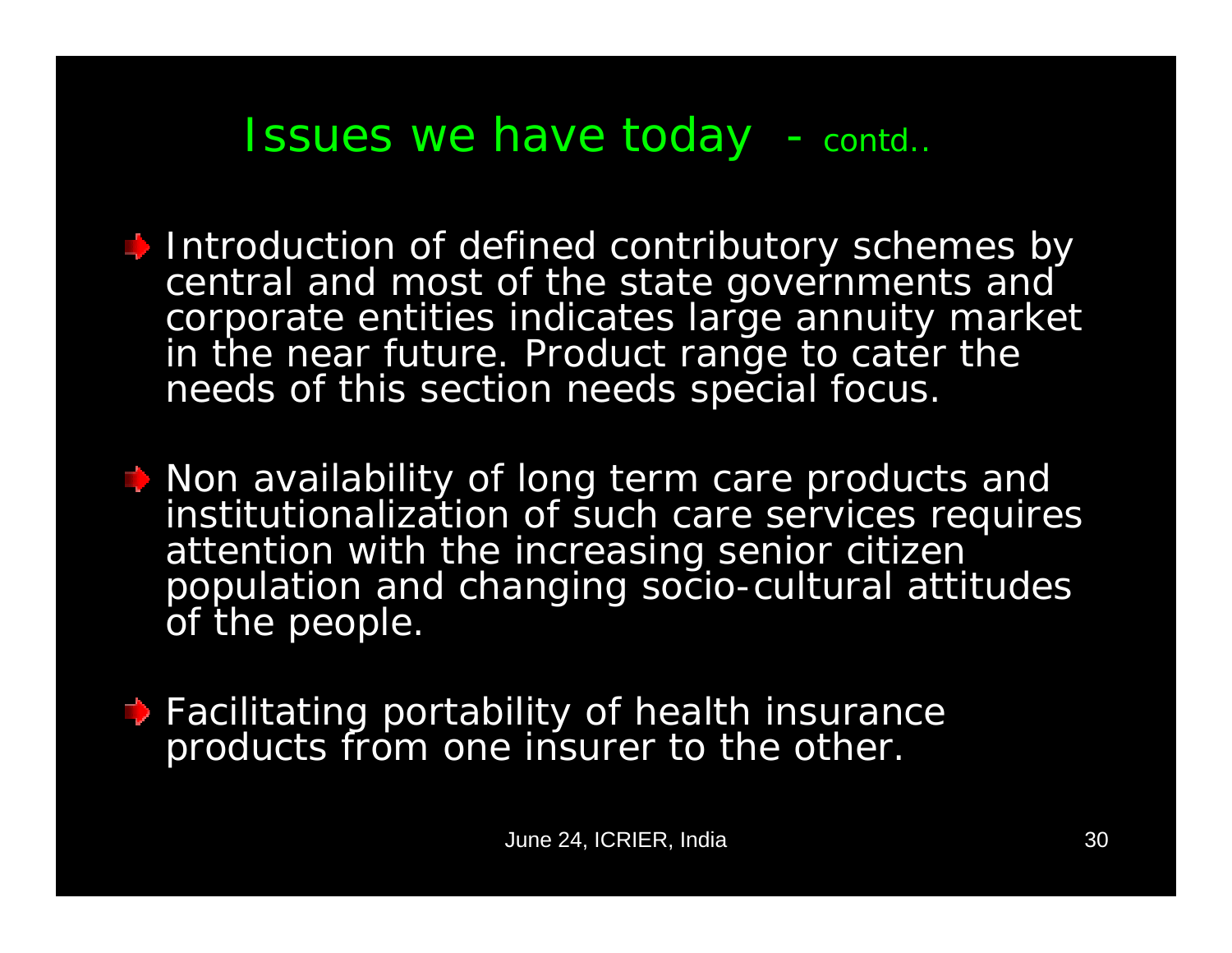# Issues we have today - contd..

- Introduction of defined contributory schemes by central and most of the state governments and corporate entities indicates large annuity market in the near future. Product range to cater the needs of this section needs special focus.

- Non availability of long term care products and institutionalization of such care services requires attention with the increasing senior citizen population and changing socio-cultural attitudes of the people.

- Facilitating portability of health insurance products from one insurer to the other.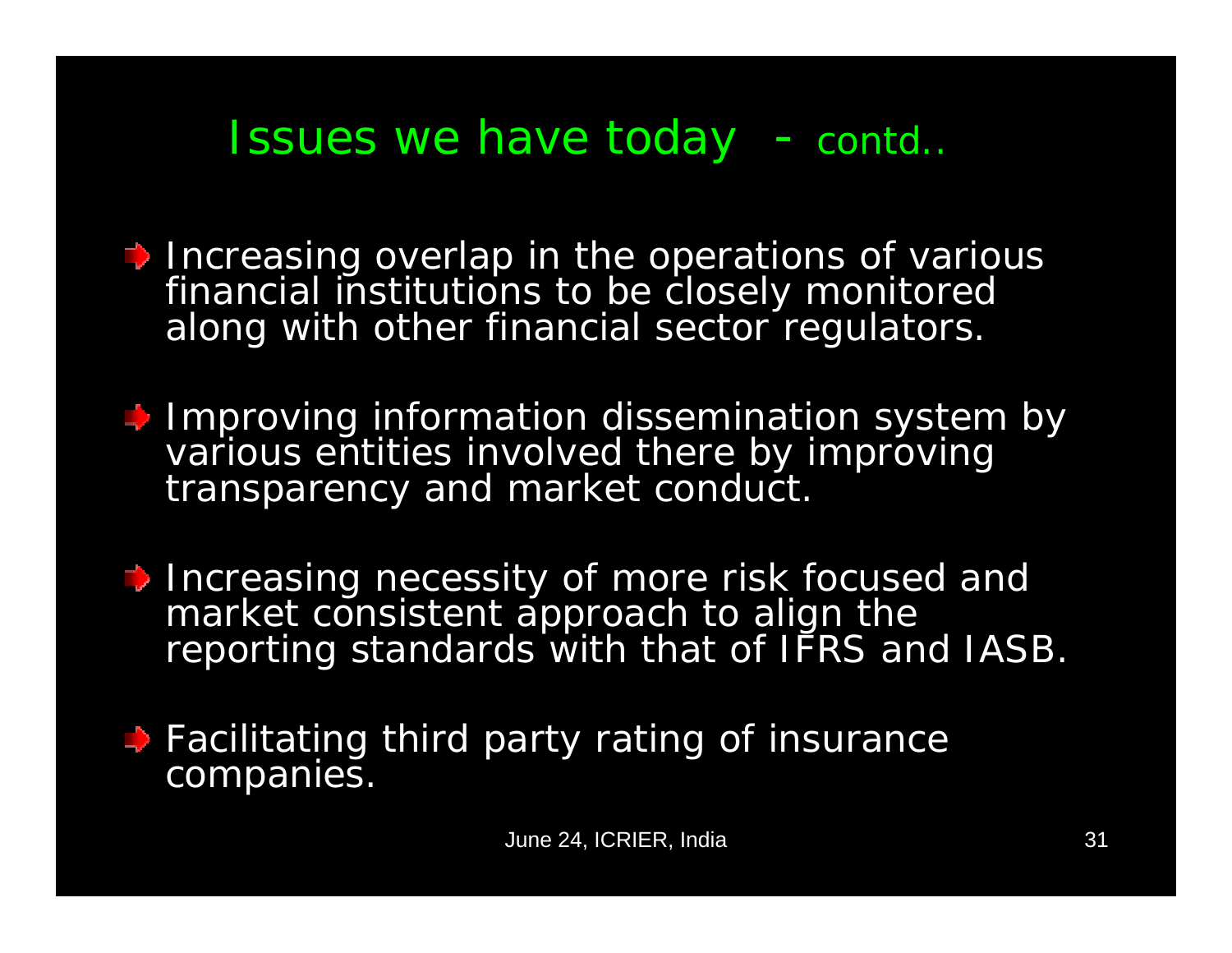# Issues we have today - contd..

- Increasing overlap in the operations of various financial institutions to be closely monitored along with other financial sector regulators.
- Improving information dissemination system by various entities involved there by improving transparency and market conduct.
- Increasing necessity of more risk focused and market consistent approach to align the reporting standards with that of IFRS and IASB.
- Facilitating third party rating of insurance companies.

June 24, ICRIER, India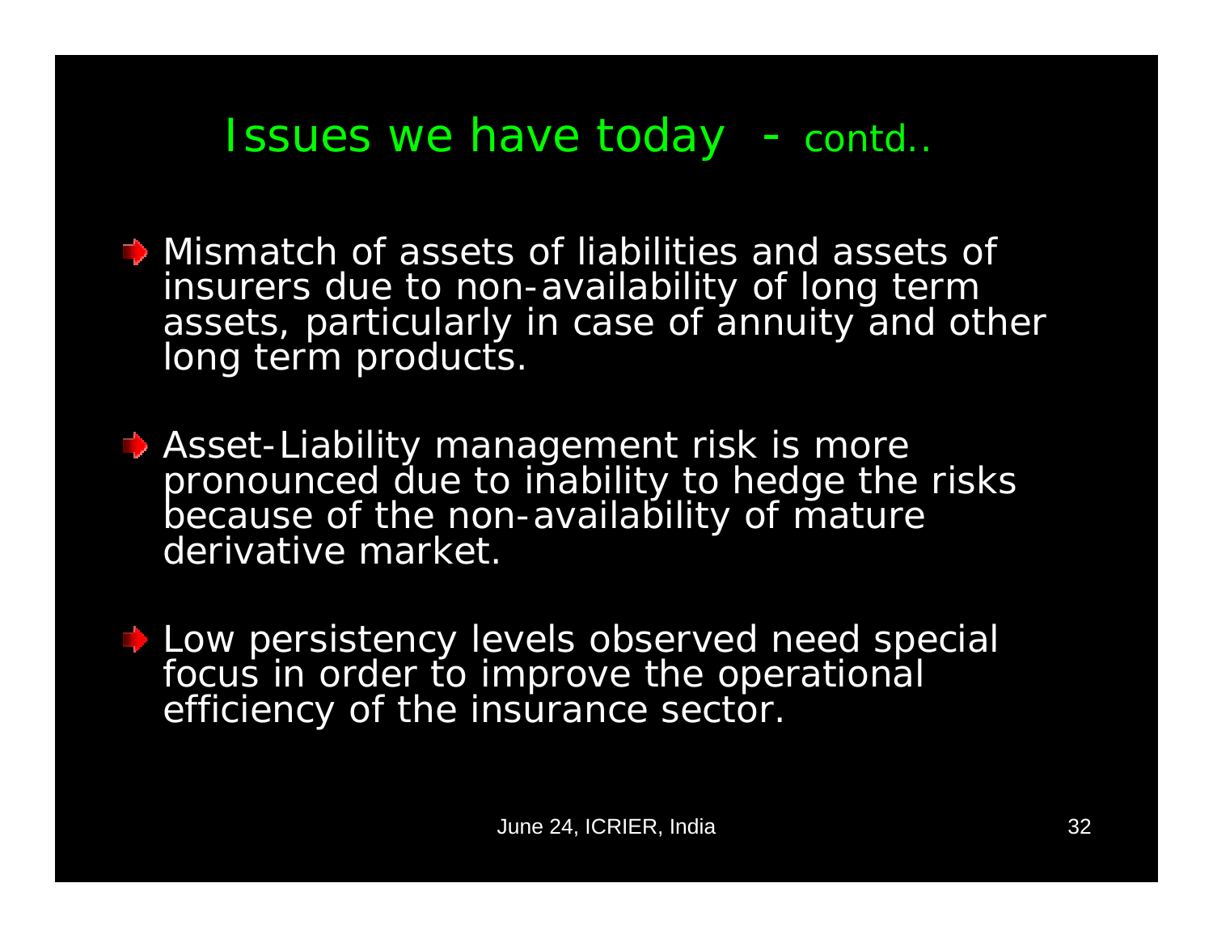## Issues we have today - contd..

- Mismatch of assets of liabilities and assets of insurers due to non-availability of long term assets, particularly in case of annuity and other long term products.

- Asset-Liability management risk is more pronounced due to inability to hedge the risks because of the non-availability of mature derivative market.

- Low persistency levels observed need special focus in order to improve the operational efficiency of the insurance sector.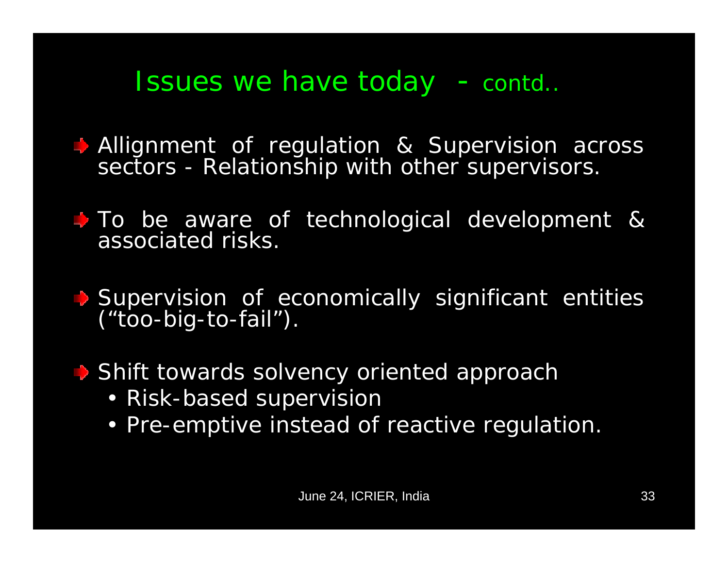# Issues we have today - contd..

- Allignment of regulation & Supervision across sectors - Relationship with other supervisors.
- To be aware of technological development & associated risks.
- Supervision of economically significant entities ("too-big-to-fail").
- Shift towards solvency oriented approach
  - Risk-based supervision
  - Pre-emptive instead of reactive regulation.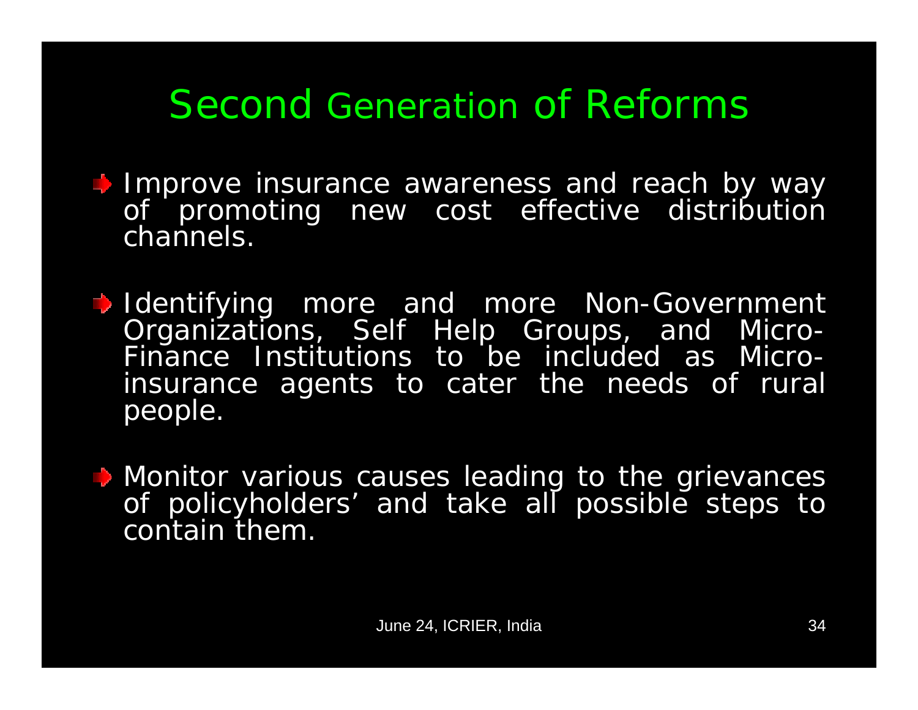# Second Generation of Reforms

- Improve insurance awareness and reach by way of promoting new cost effective distribution channels.

- Identifying more and more Non-Government Organizations, Self Help Groups, and Micro-Finance Institutions to be included as Micro-insurance agents to cater the needs of rural people.

- Monitor various causes leading to the grievances of policyholders' and take all possible steps to contain them.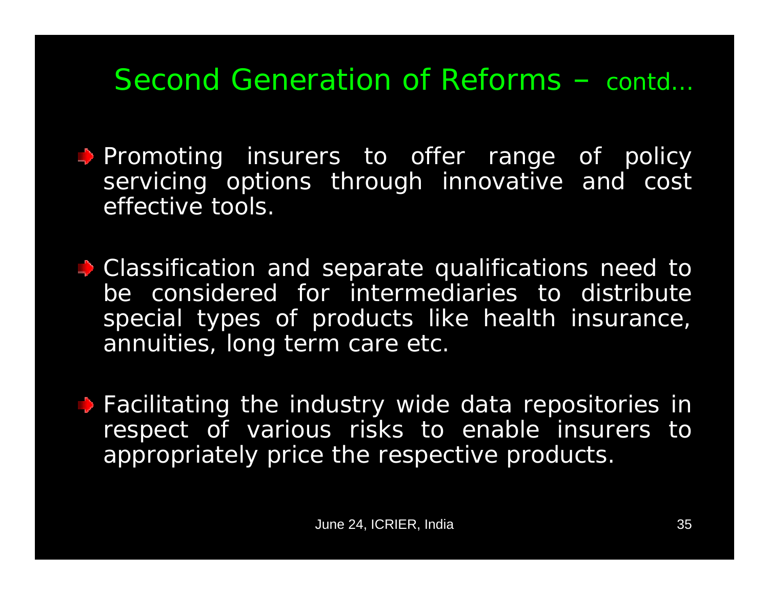# Second Generation of Reforms – contd…

- Promoting insurers to offer range of policy servicing options through innovative and cost effective tools.

- Classification and separate qualifications need to be considered for intermediaries to distribute special types of products like health insurance, annuities, long term care etc.

- Facilitating the industry wide data repositories in respect of various risks to enable insurers to appropriately price the respective products.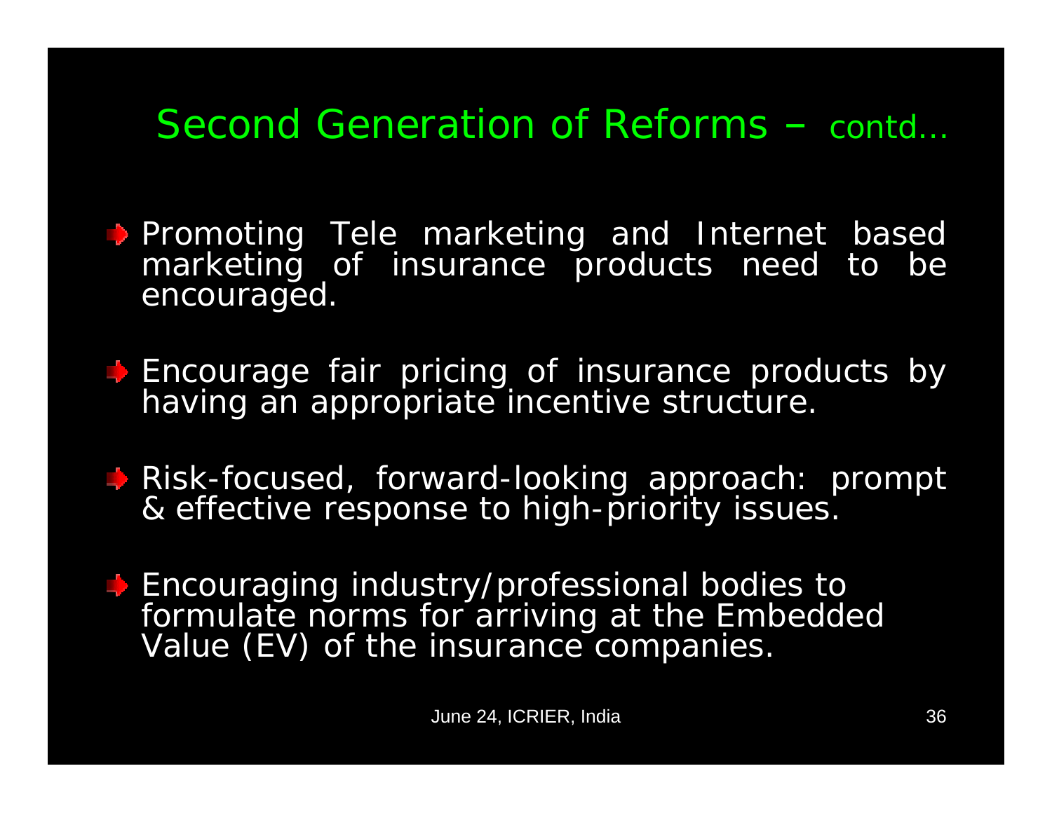# Second Generation of Reforms – contd…

- Promoting Tele marketing and Internet based marketing of insurance products need to be encouraged.
- Encourage fair pricing of insurance products by having an appropriate incentive structure.
- Risk-focused, forward-looking approach: prompt & effective response to high-priority issues.
- Encouraging industry/professional bodies to formulate norms for arriving at the Embedded Value (EV) of the insurance companies.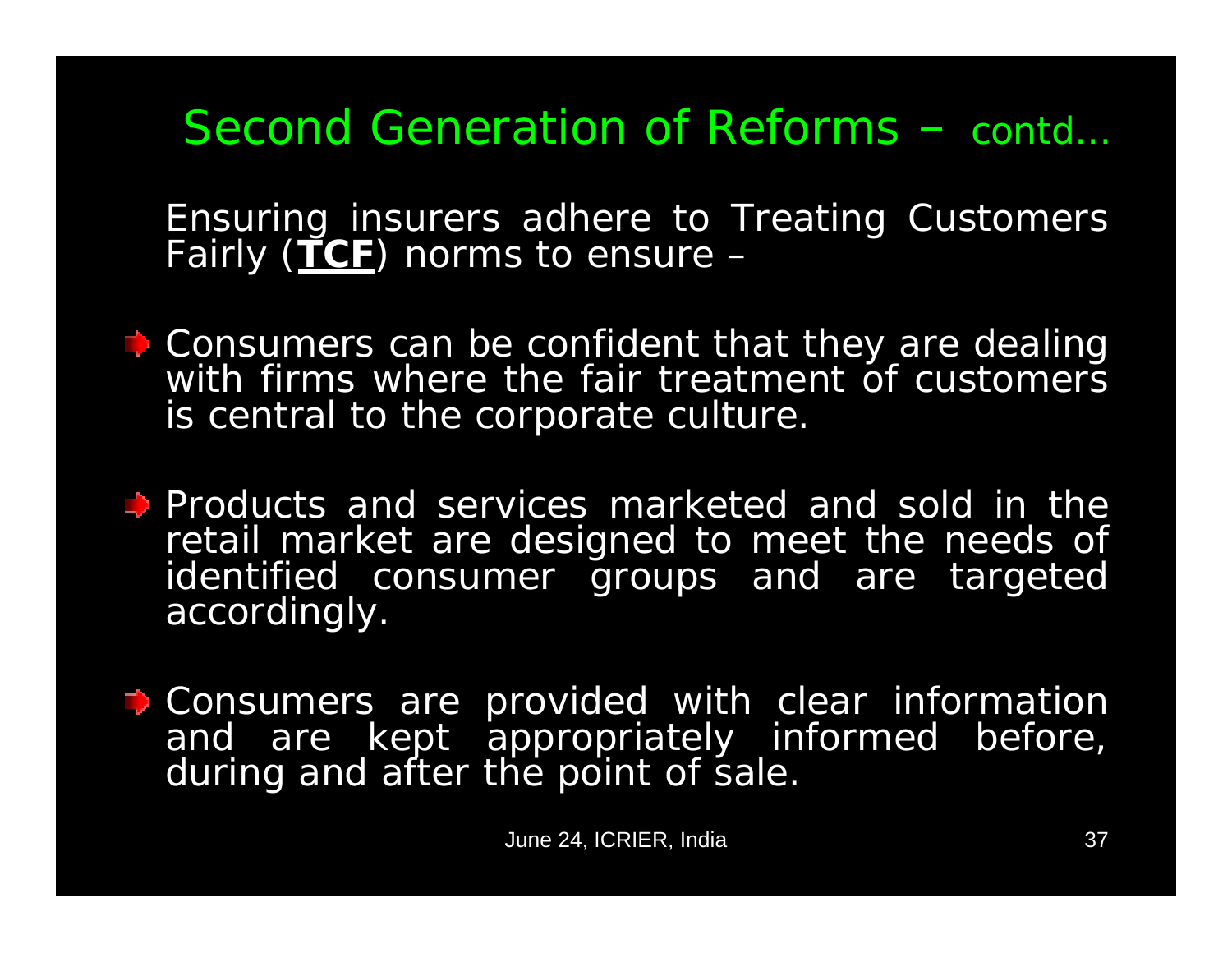## Second Generation of Reforms – contd…

Ensuring insurers adhere to Treating Customers Fairly (**TCF**) norms to ensure –

- Consumers can be confident that they are dealing with firms where the fair treatment of customers is central to the corporate culture.
- Products and services marketed and sold in the retail market are designed to meet the needs of identified consumer groups and are targeted accordingly.
- Consumers are provided with clear information and are kept appropriately informed before, during and after the point of sale.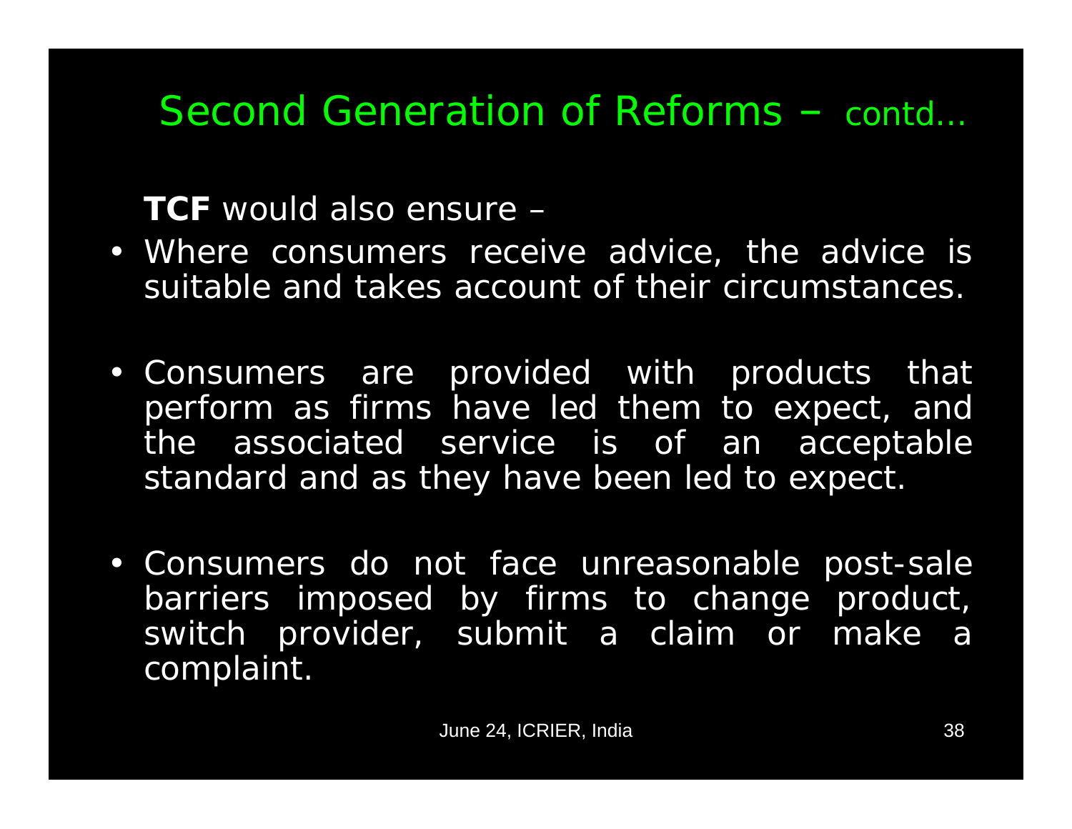# Second Generation of Reforms – contd...

**TCF** would also ensure –

- Where consumers receive advice, the advice is suitable and takes account of their circumstances.
- Consumers are provided with products that perform as firms have led them to expect, and the associated service is of an acceptable standard and as they have been led to expect.
- Consumers do not face unreasonable post-sale barriers imposed by firms to change product, switch provider, submit a claim or make a complaint.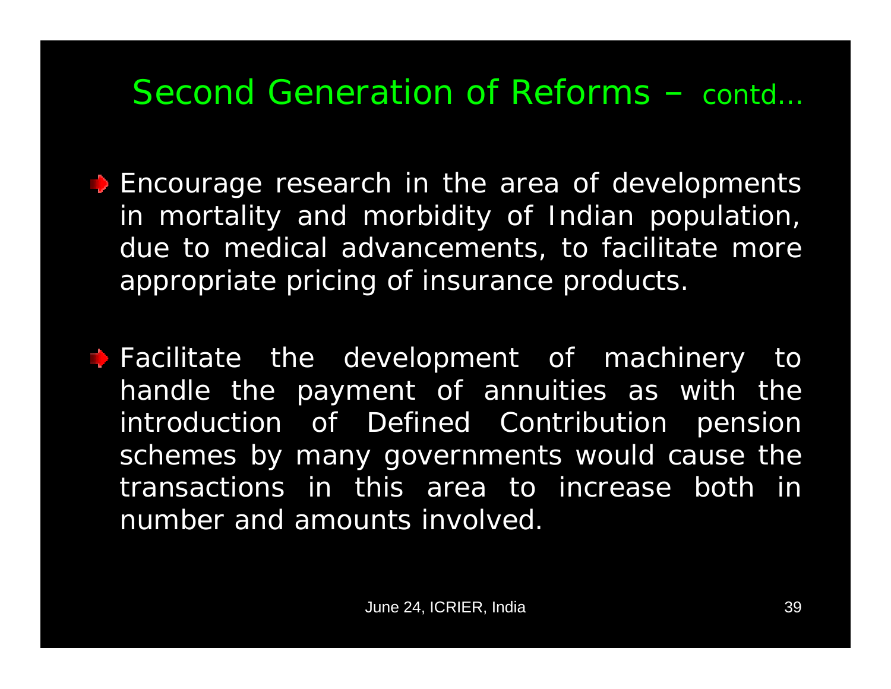# Second Generation of Reforms – contd…

- Encourage research in the area of developments in mortality and morbidity of Indian population, due to medical advancements, to facilitate more appropriate pricing of insurance products.

- Facilitate the development of machinery to handle the payment of annuities as with the introduction of Defined Contribution pension schemes by many governments would cause the transactions in this area to increase both in number and amounts involved.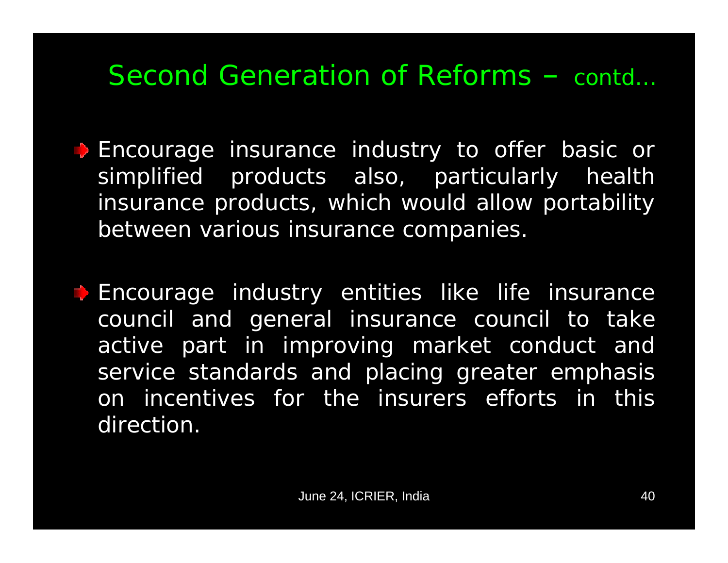# Second Generation of Reforms – contd…

- Encourage insurance industry to offer basic or simplified products also, particularly health insurance products, which would allow portability between various insurance companies.

- Encourage industry entities like life insurance council and general insurance council to take active part in improving market conduct and service standards and placing greater emphasis on incentives for the insurers efforts in this direction.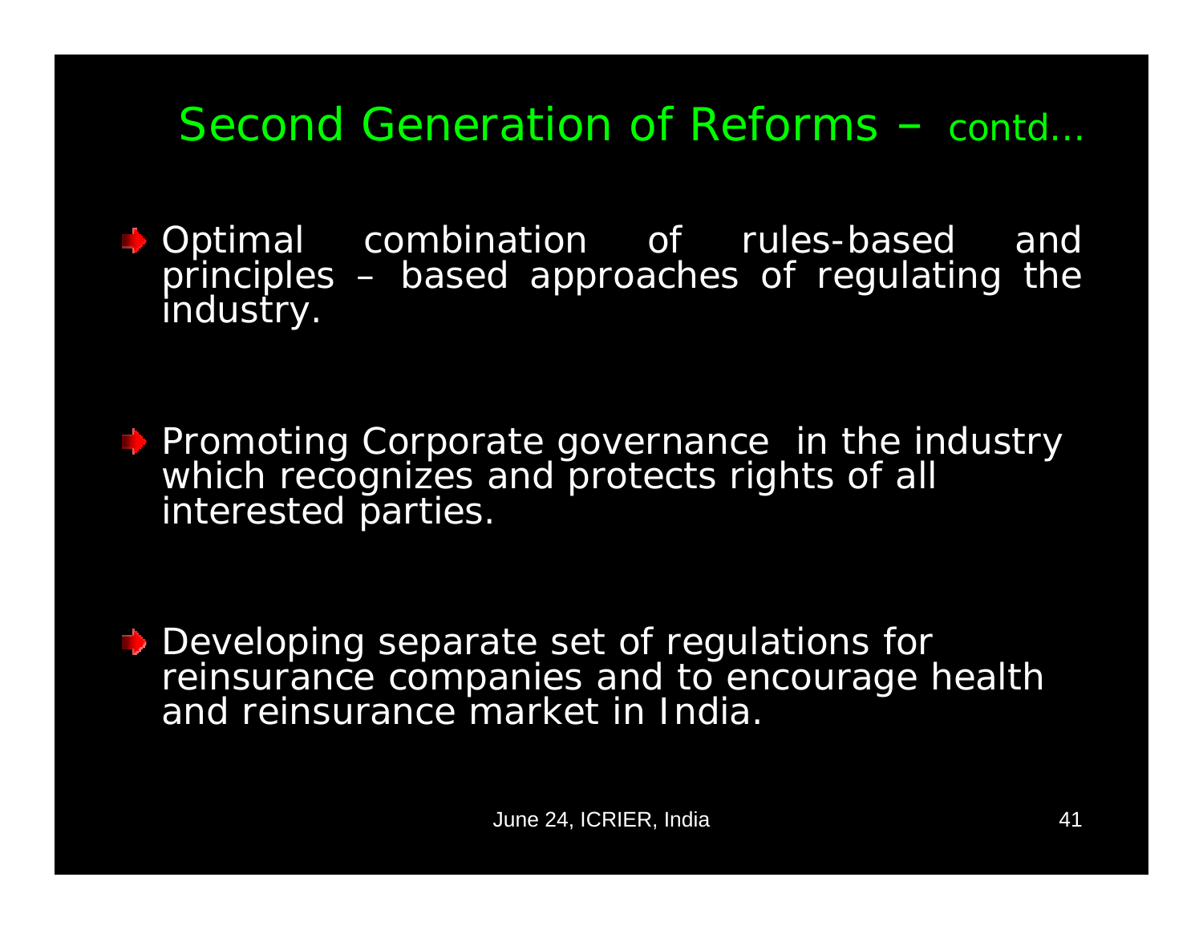# Second Generation of Reforms – contd…

- Optimal combination of rules-based and principles – based approaches of regulating the industry.

- Promoting Corporate governance in the industry which recognizes and protects rights of all interested parties.

- Developing separate set of regulations for reinsurance companies and to encourage health and reinsurance market in India.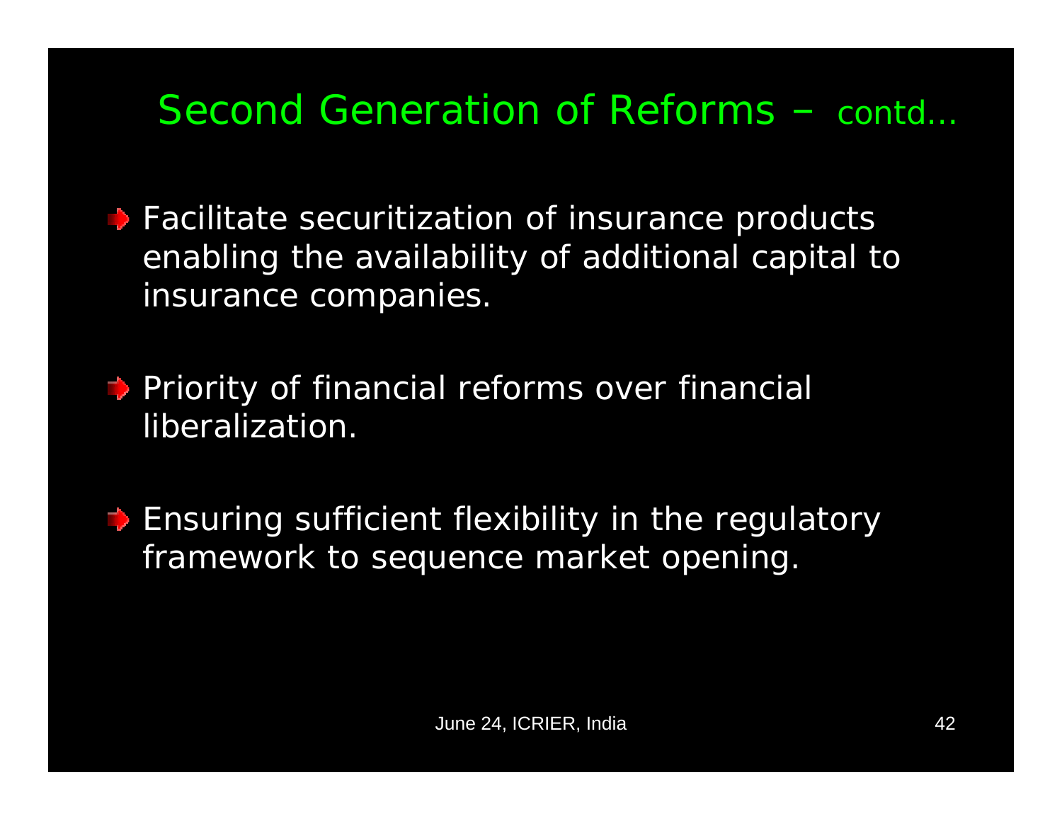# Second Generation of Reforms – contd…

- Facilitate securitization of insurance products enabling the availability of additional capital to insurance companies.

- Priority of financial reforms over financial liberalization.

- Ensuring sufficient flexibility in the regulatory framework to sequence market opening.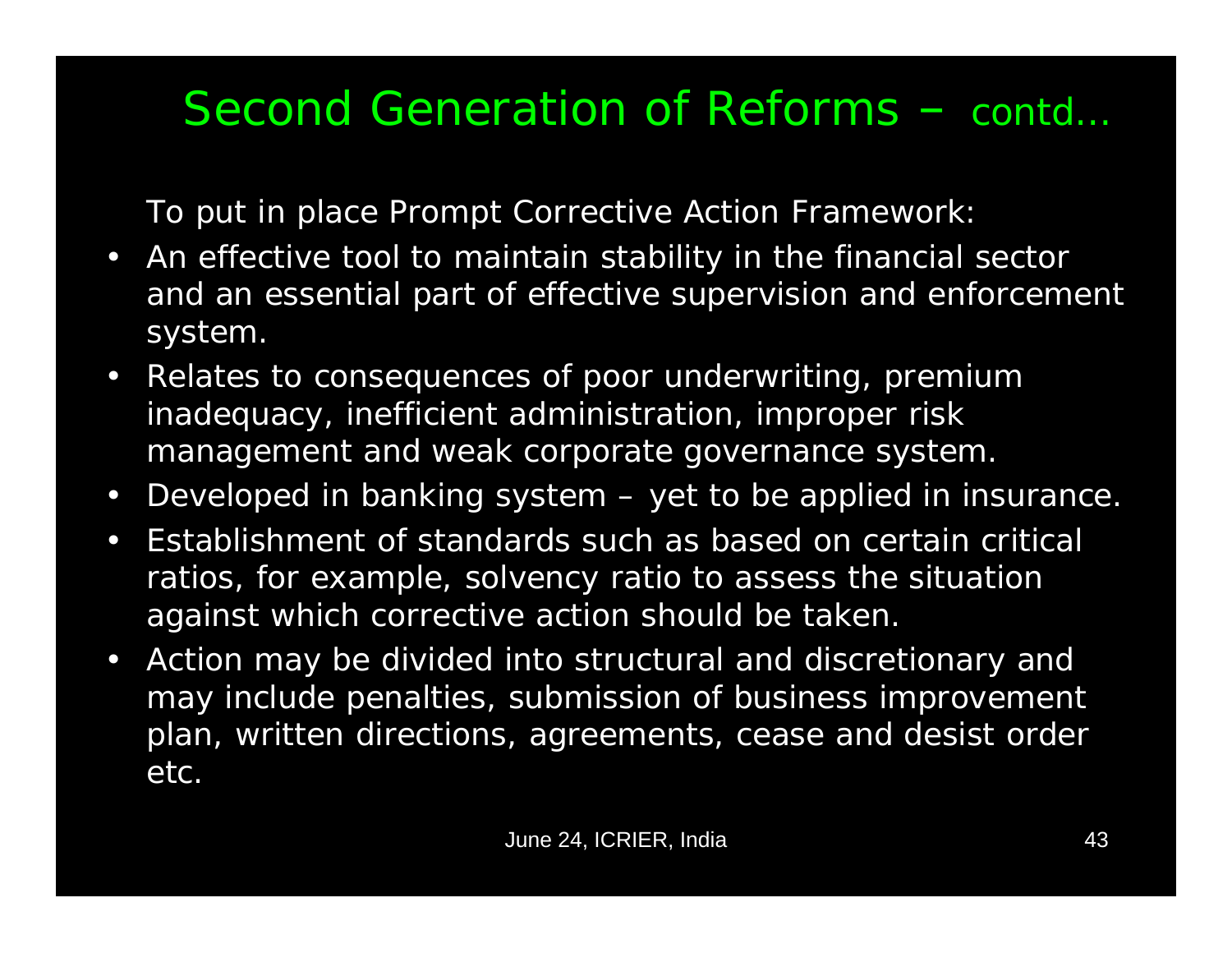# Second Generation of Reforms – contd…

To put in place Prompt Corrective Action Framework:

- An effective tool to maintain stability in the financial sector and an essential part of effective supervision and enforcement system.
- Relates to consequences of poor underwriting, premium inadequacy, inefficient administration, improper risk management and weak corporate governance system.
- Developed in banking system – yet to be applied in insurance.
- Establishment of standards such as based on certain critical ratios, for example, solvency ratio to assess the situation against which corrective action should be taken.
- Action may be divided into structural and discretionary and may include penalties, submission of business improvement plan, written directions, agreements, cease and desist order etc.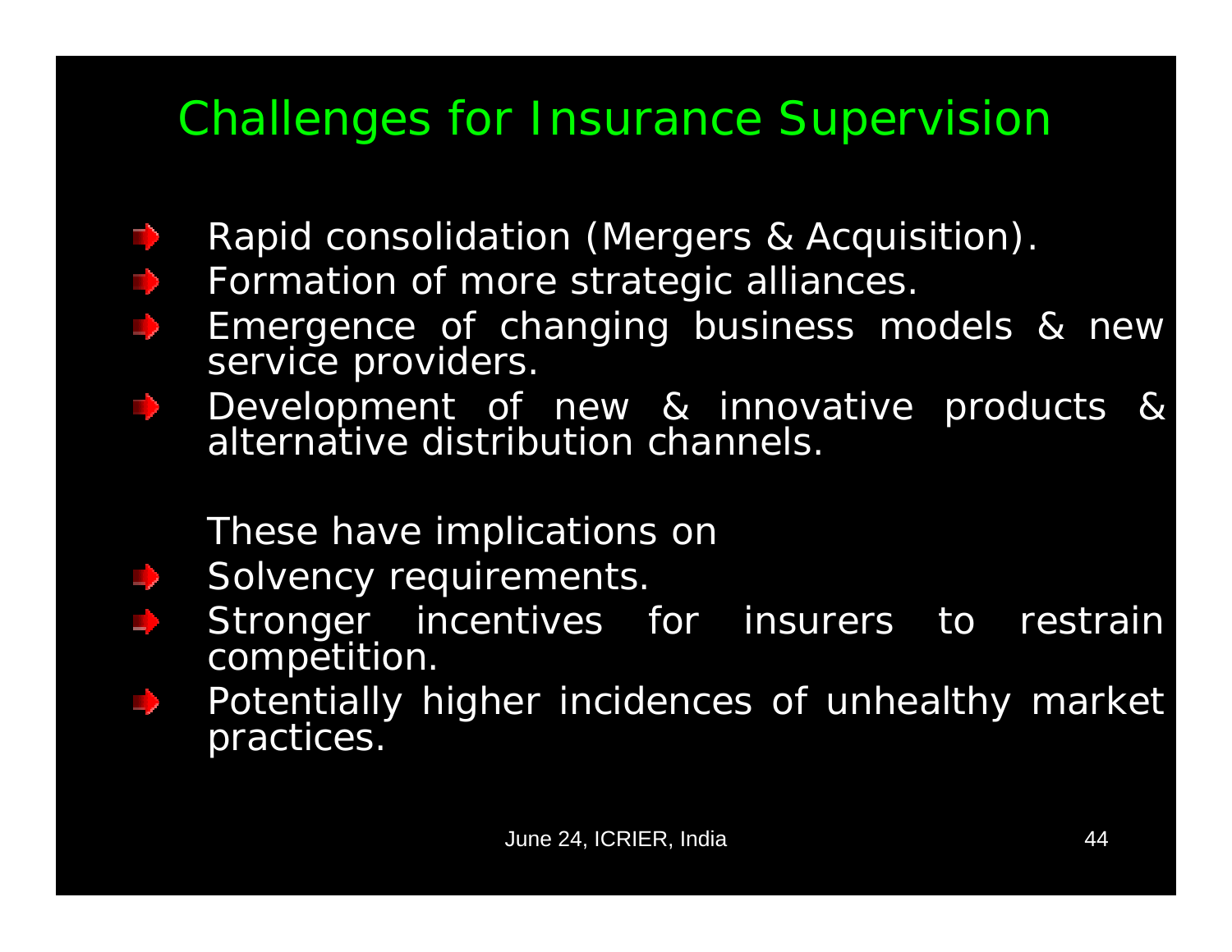# Challenges for Insurance Supervision

- Rapid consolidation (Mergers & Acquisition).
- Formation of more strategic alliances.
- Emergence of changing business models & new service providers.
- Development of new & innovative products & alternative distribution channels.

These have implications on

- Solvency requirements.
- Stronger incentives for insurers to restrain competition.
- Potentially higher incidences of unhealthy market practices.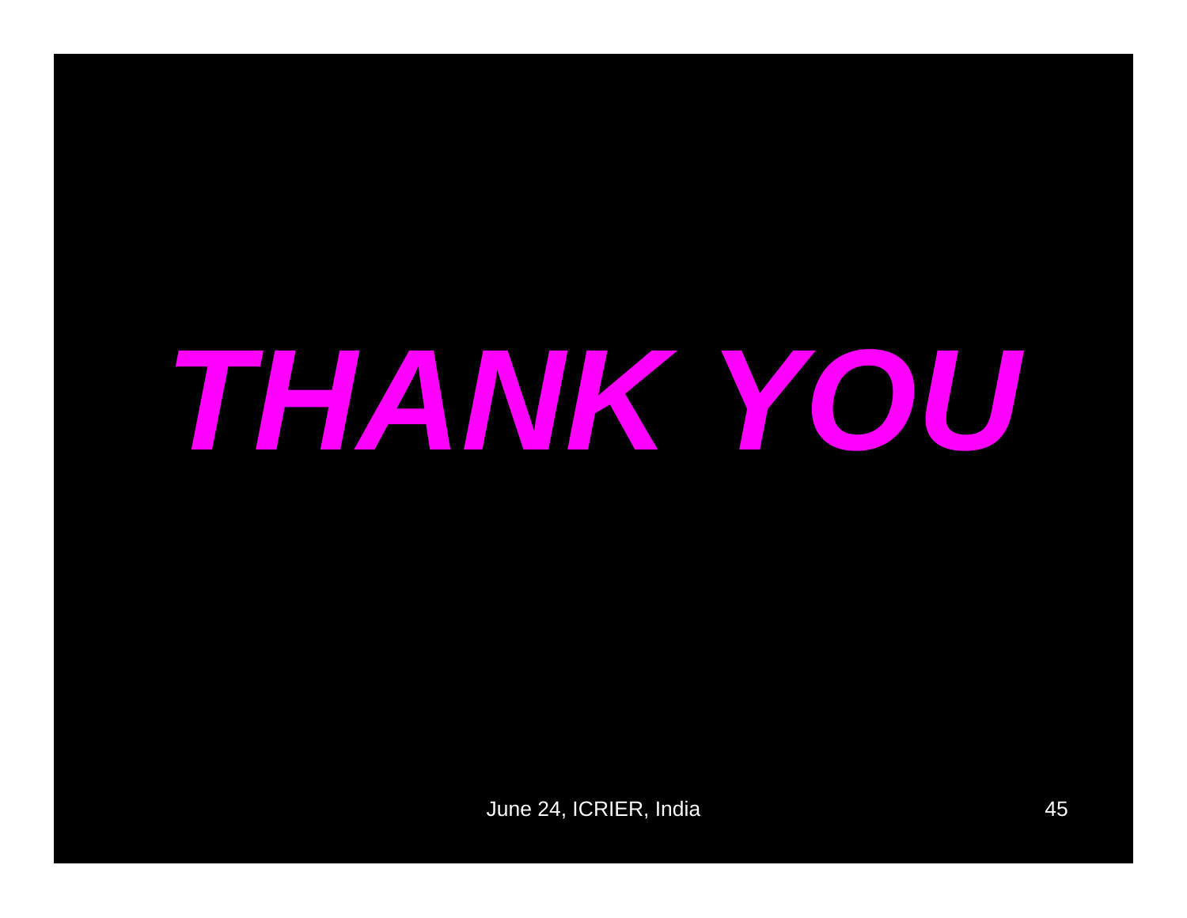# *THANK YOU*